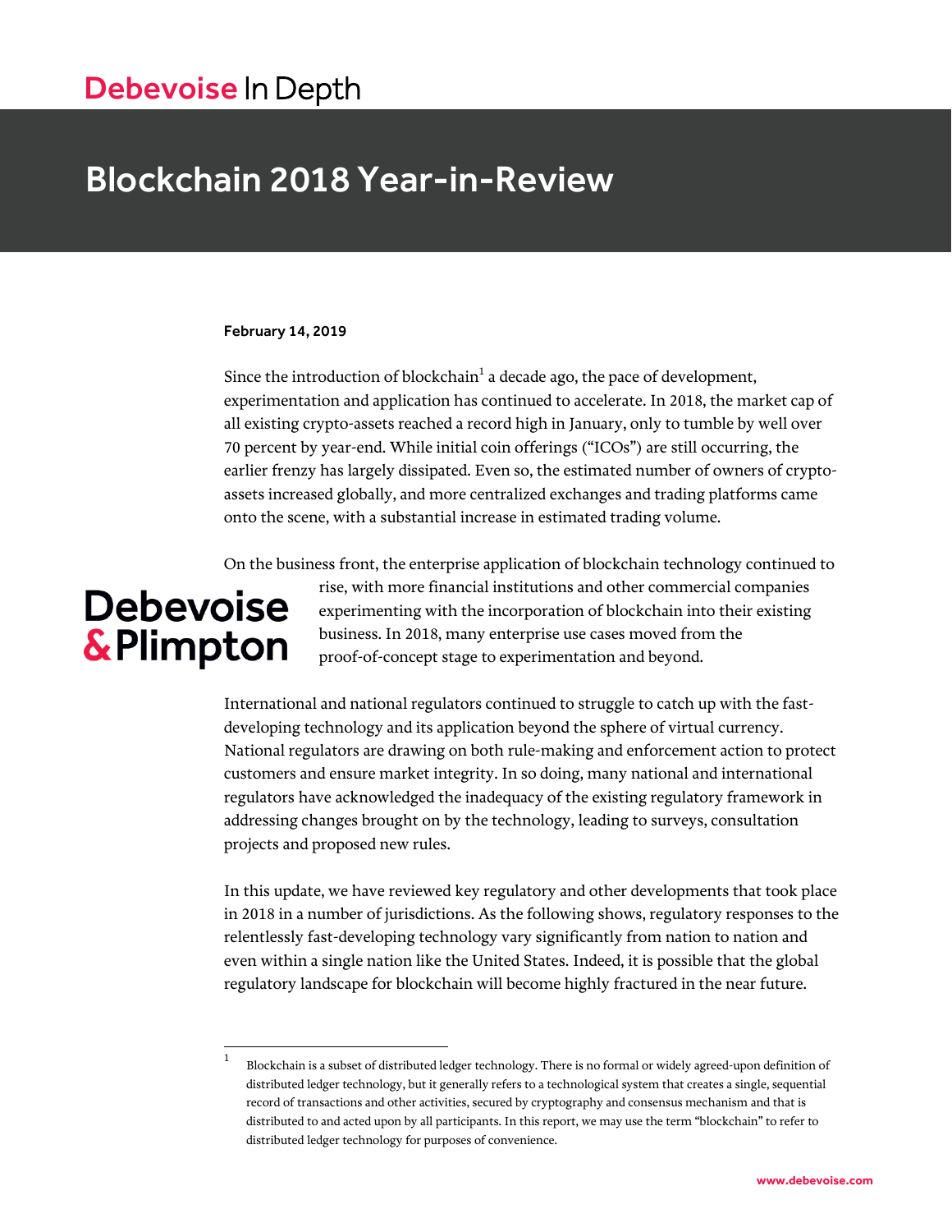Debevoise In Depth

# Blockchain 2018 Year-in-Review

**February 14, 2019**

Since the introduction of blockchain[1] a decade ago, the pace of development, experimentation and application has continued to accelerate. In 2018, the market cap of all existing crypto-assets reached a record high in January, only to tumble by well over 70 percent by year-end. While initial coin offerings ("ICOs") are still occurring, the earlier frenzy has largely dissipated. Even so, the estimated number of owners of crypto-assets increased globally, and more centralized exchanges and trading platforms came onto the scene, with a substantial increase in estimated trading volume.

On the business front, the enterprise application of blockchain technology continued to rise, with more financial institutions and other commercial companies experimenting with the incorporation of blockchain into their existing business. In 2018, many enterprise use cases moved from the proof-of-concept stage to experimentation and beyond.

International and national regulators continued to struggle to catch up with the fast-developing technology and its application beyond the sphere of virtual currency. National regulators are drawing on both rule-making and enforcement action to protect customers and ensure market integrity. In so doing, many national and international regulators have acknowledged the inadequacy of the existing regulatory framework in addressing changes brought on by the technology, leading to surveys, consultation projects and proposed new rules.

In this update, we have reviewed key regulatory and other developments that took place in 2018 in a number of jurisdictions. As the following shows, regulatory responses to the relentlessly fast-developing technology vary significantly from nation to nation and even within a single nation like the United States. Indeed, it is possible that the global regulatory landscape for blockchain will become highly fractured in the near future.

---

[1] Blockchain is a subset of distributed ledger technology. There is no formal or widely agreed-upon definition of distributed ledger technology, but it generally refers to a technological system that creates a single, sequential record of transactions and other activities, secured by cryptography and consensus mechanism and that is distributed to and acted upon by all participants. In this report, we may use the term "blockchain" to refer to distributed ledger technology for purposes of convenience.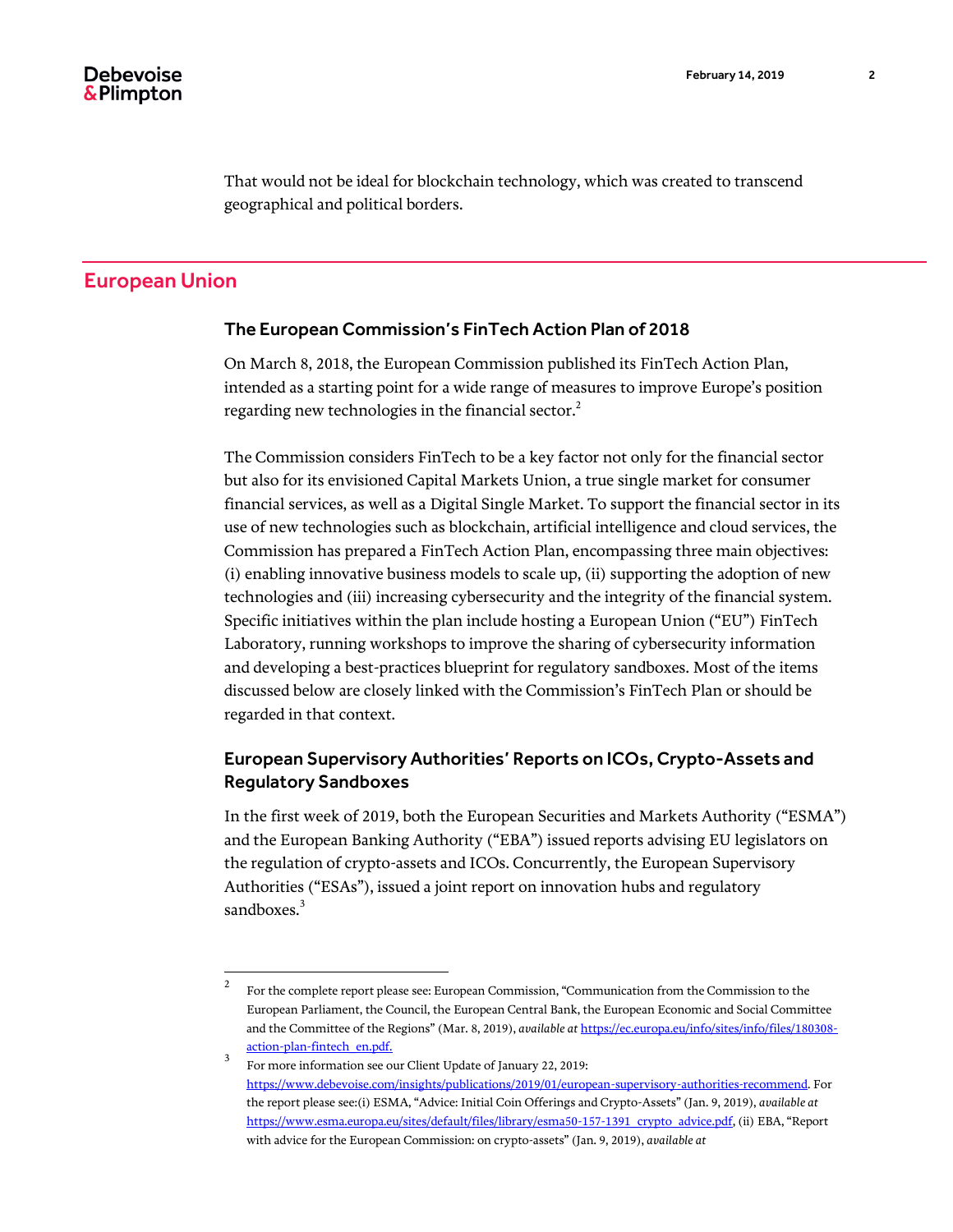That would not be ideal for blockchain technology, which was created to transcend geographical and political borders.

## European Union

### The European Commission's FinTech Action Plan of 2018

On March 8, 2018, the European Commission published its FinTech Action Plan, intended as a starting point for a wide range of measures to improve Europe's position regarding new technologies in the financial sector.[2]

The Commission considers FinTech to be a key factor not only for the financial sector but also for its envisioned Capital Markets Union, a true single market for consumer financial services, as well as a Digital Single Market. To support the financial sector in its use of new technologies such as blockchain, artificial intelligence and cloud services, the Commission has prepared a FinTech Action Plan, encompassing three main objectives: (i) enabling innovative business models to scale up, (ii) supporting the adoption of new technologies and (iii) increasing cybersecurity and the integrity of the financial system. Specific initiatives within the plan include hosting a European Union ("EU") FinTech Laboratory, running workshops to improve the sharing of cybersecurity information and developing a best-practices blueprint for regulatory sandboxes. Most of the items discussed below are closely linked with the Commission's FinTech Plan or should be regarded in that context.

### European Supervisory Authorities' Reports on ICOs, Crypto-Assets and Regulatory Sandboxes

In the first week of 2019, both the European Securities and Markets Authority ("ESMA") and the European Banking Authority ("EBA") issued reports advising EU legislators on the regulation of crypto-assets and ICOs. Concurrently, the European Supervisory Authorities ("ESAs"), issued a joint report on innovation hubs and regulatory sandboxes.[3]

---

[2] For the complete report please see: European Commission, "Communication from the Commission to the European Parliament, the Council, the European Central Bank, the European Economic and Social Committee and the Committee of the Regions" (Mar. 8, 2019), *available at* https://ec.europa.eu/info/sites/info/files/180308-action-plan-fintech_en.pdf.

[3] For more information see our Client Update of January 22, 2019: https://www.debevoise.com/insights/publications/2019/01/european-supervisory-authorities-recommend. For the report please see:(i) ESMA, "Advice: Initial Coin Offerings and Crypto-Assets" (Jan. 9, 2019), *available at* https://www.esma.europa.eu/sites/default/files/library/esma50-157-1391_crypto_advice.pdf, (ii) EBA, "Report with advice for the European Commission: on crypto-assets" (Jan. 9, 2019), *available at*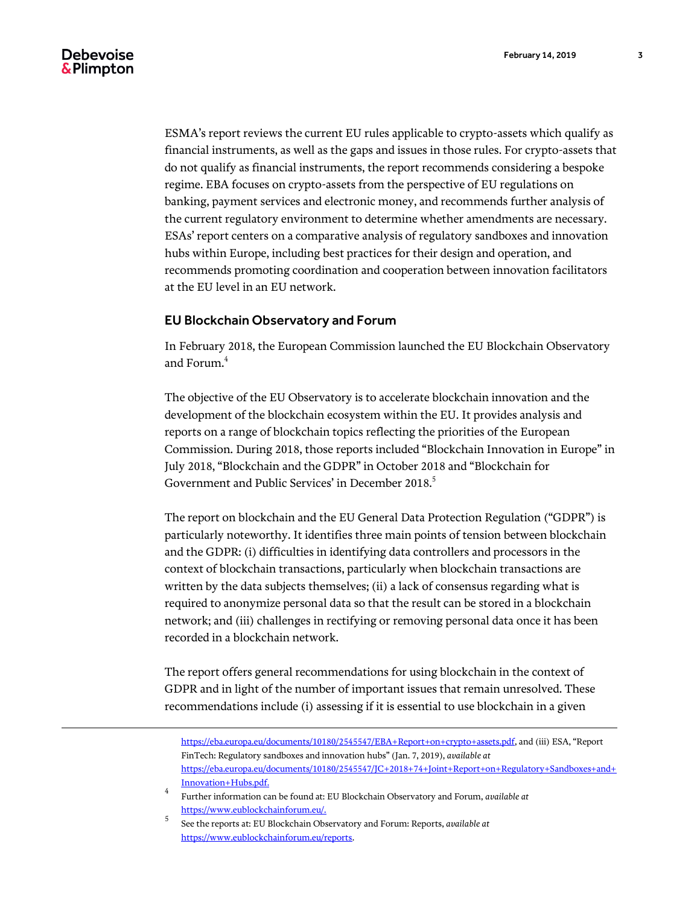ESMA's report reviews the current EU rules applicable to crypto-assets which qualify as financial instruments, as well as the gaps and issues in those rules. For crypto-assets that do not qualify as financial instruments, the report recommends considering a bespoke regime. EBA focuses on crypto-assets from the perspective of EU regulations on banking, payment services and electronic money, and recommends further analysis of the current regulatory environment to determine whether amendments are necessary. ESAs' report centers on a comparative analysis of regulatory sandboxes and innovation hubs within Europe, including best practices for their design and operation, and recommends promoting coordination and cooperation between innovation facilitators at the EU level in an EU network.

## EU Blockchain Observatory and Forum

In February 2018, the European Commission launched the EU Blockchain Observatory and Forum.[4]

The objective of the EU Observatory is to accelerate blockchain innovation and the development of the blockchain ecosystem within the EU. It provides analysis and reports on a range of blockchain topics reflecting the priorities of the European Commission. During 2018, those reports included "Blockchain Innovation in Europe" in July 2018, "Blockchain and the GDPR" in October 2018 and "Blockchain for Government and Public Services' in December 2018.[5]

The report on blockchain and the EU General Data Protection Regulation ("GDPR") is particularly noteworthy. It identifies three main points of tension between blockchain and the GDPR: (i) difficulties in identifying data controllers and processors in the context of blockchain transactions, particularly when blockchain transactions are written by the data subjects themselves; (ii) a lack of consensus regarding what is required to anonymize personal data so that the result can be stored in a blockchain network; and (iii) challenges in rectifying or removing personal data once it has been recorded in a blockchain network.

The report offers general recommendations for using blockchain in the context of GDPR and in light of the number of important issues that remain unresolved. These recommendations include (i) assessing if it is essential to use blockchain in a given

---

https://eba.europa.eu/documents/10180/2545547/EBA+Report+on+crypto+assets.pdf, and (iii) ESA, "Report FinTech: Regulatory sandboxes and innovation hubs" (Jan. 7, 2019), *available at* https://eba.europa.eu/documents/10180/2545547/JC+2018+74+Joint+Report+on+Regulatory+Sandboxes+and+Innovation+Hubs.pdf.

[4] Further information can be found at: EU Blockchain Observatory and Forum, *available at* https://www.eublockchainforum.eu/.

[5] See the reports at: EU Blockchain Observatory and Forum: Reports, *available at* https://www.eublockchainforum.eu/reports.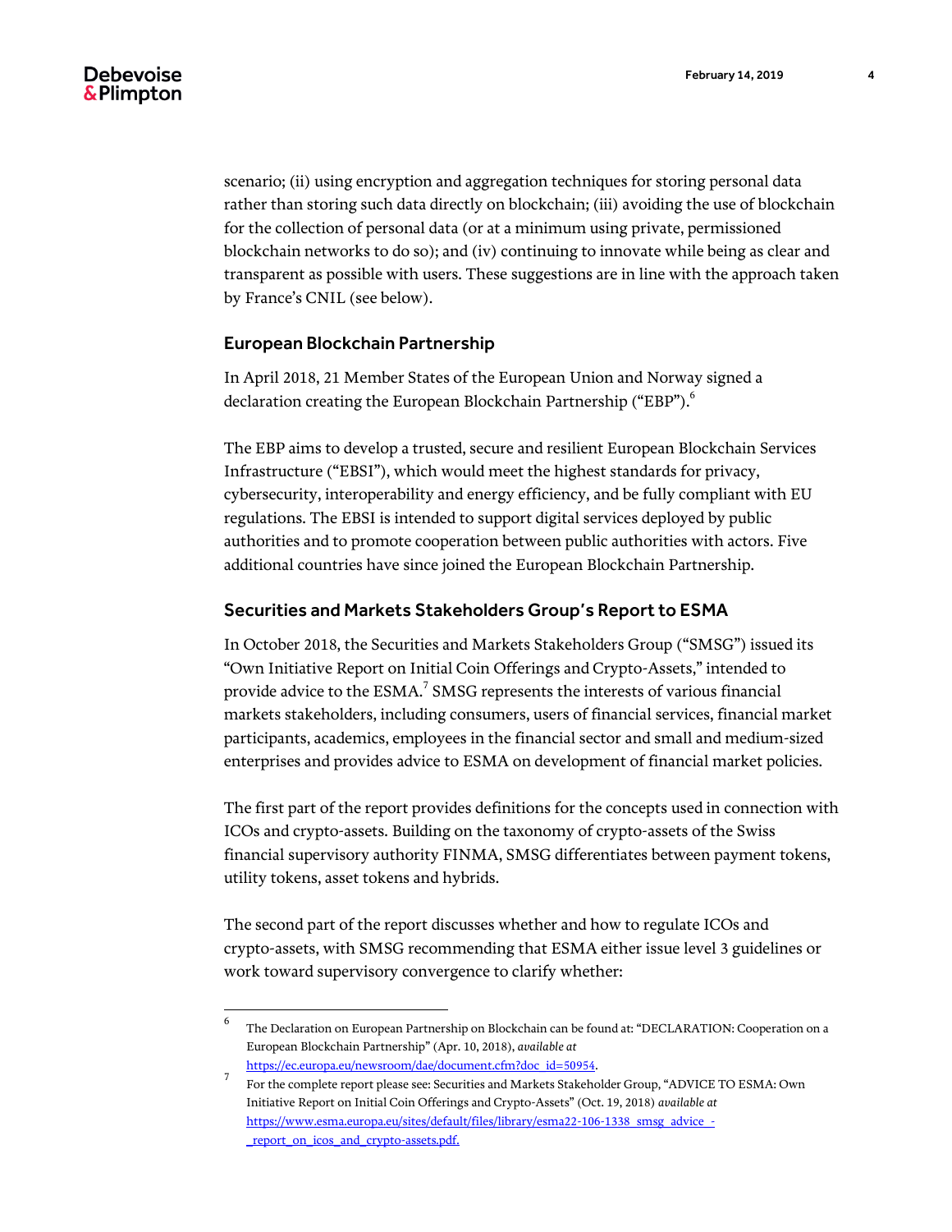scenario; (ii) using encryption and aggregation techniques for storing personal data rather than storing such data directly on blockchain; (iii) avoiding the use of blockchain for the collection of personal data (or at a minimum using private, permissioned blockchain networks to do so); and (iv) continuing to innovate while being as clear and transparent as possible with users. These suggestions are in line with the approach taken by France's CNIL (see below).

## European Blockchain Partnership

In April 2018, 21 Member States of the European Union and Norway signed a declaration creating the European Blockchain Partnership ("EBP").[6]

The EBP aims to develop a trusted, secure and resilient European Blockchain Services Infrastructure ("EBSI"), which would meet the highest standards for privacy, cybersecurity, interoperability and energy efficiency, and be fully compliant with EU regulations. The EBSI is intended to support digital services deployed by public authorities and to promote cooperation between public authorities with actors. Five additional countries have since joined the European Blockchain Partnership.

## Securities and Markets Stakeholders Group's Report to ESMA

In October 2018, the Securities and Markets Stakeholders Group ("SMSG") issued its "Own Initiative Report on Initial Coin Offerings and Crypto-Assets," intended to provide advice to the ESMA.[7] SMSG represents the interests of various financial markets stakeholders, including consumers, users of financial services, financial market participants, academics, employees in the financial sector and small and medium-sized enterprises and provides advice to ESMA on development of financial market policies.

The first part of the report provides definitions for the concepts used in connection with ICOs and crypto-assets. Building on the taxonomy of crypto-assets of the Swiss financial supervisory authority FINMA, SMSG differentiates between payment tokens, utility tokens, asset tokens and hybrids.

The second part of the report discusses whether and how to regulate ICOs and crypto-assets, with SMSG recommending that ESMA either issue level 3 guidelines or work toward supervisory convergence to clarify whether:

---

[6] The Declaration on European Partnership on Blockchain can be found at: "DECLARATION: Cooperation on a European Blockchain Partnership" (Apr. 10, 2018), *available at* https://ec.europa.eu/newsroom/dae/document.cfm?doc_id=50954.

[7] For the complete report please see: Securities and Markets Stakeholder Group, "ADVICE TO ESMA: Own Initiative Report on Initial Coin Offerings and Crypto-Assets" (Oct. 19, 2018) *available at* https://www.esma.europa.eu/sites/default/files/library/esma22-106-1338_smsg_advice_-_report_on_icos_and_crypto-assets.pdf.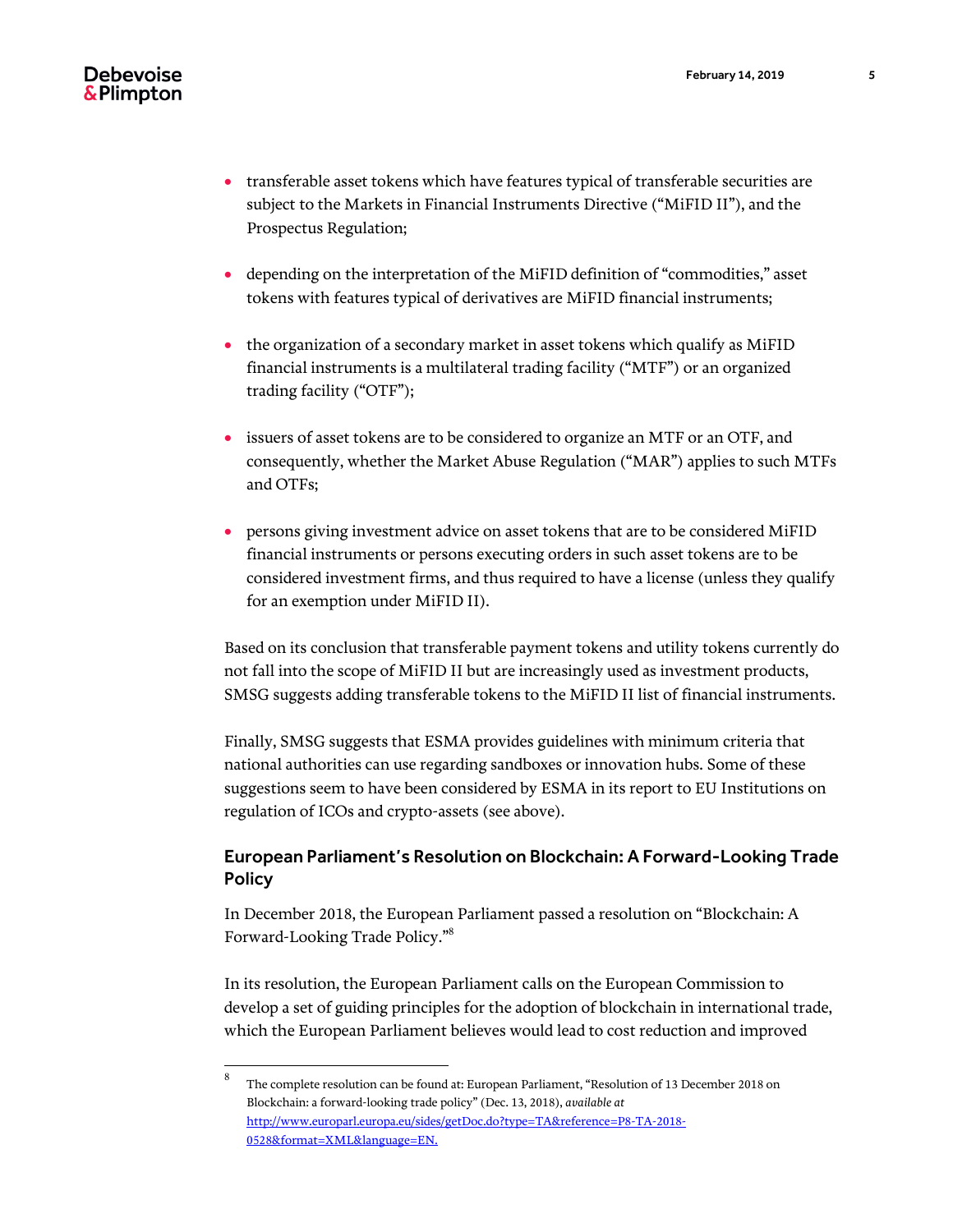- transferable asset tokens which have features typical of transferable securities are subject to the Markets in Financial Instruments Directive ("MiFID II"), and the Prospectus Regulation;

- depending on the interpretation of the MiFID definition of "commodities," asset tokens with features typical of derivatives are MiFID financial instruments;

- the organization of a secondary market in asset tokens which qualify as MiFID financial instruments is a multilateral trading facility ("MTF") or an organized trading facility ("OTF");

- issuers of asset tokens are to be considered to organize an MTF or an OTF, and consequently, whether the Market Abuse Regulation ("MAR") applies to such MTFs and OTFs;

- persons giving investment advice on asset tokens that are to be considered MiFID financial instruments or persons executing orders in such asset tokens are to be considered investment firms, and thus required to have a license (unless they qualify for an exemption under MiFID II).

Based on its conclusion that transferable payment tokens and utility tokens currently do not fall into the scope of MiFID II but are increasingly used as investment products, SMSG suggests adding transferable tokens to the MiFID II list of financial instruments.

Finally, SMSG suggests that ESMA provides guidelines with minimum criteria that national authorities can use regarding sandboxes or innovation hubs. Some of these suggestions seem to have been considered by ESMA in its report to EU Institutions on regulation of ICOs and crypto-assets (see above).

## European Parliament's Resolution on Blockchain: A Forward-Looking Trade Policy

In December 2018, the European Parliament passed a resolution on "Blockchain: A Forward-Looking Trade Policy."[8]

In its resolution, the European Parliament calls on the European Commission to develop a set of guiding principles for the adoption of blockchain in international trade, which the European Parliament believes would lead to cost reduction and improved

---

[8] The complete resolution can be found at: European Parliament, "Resolution of 13 December 2018 on Blockchain: a forward-looking trade policy" (Dec. 13, 2018), *available at* http://www.europarl.europa.eu/sides/getDoc.do?type=TA&reference=P8-TA-2018-0528&format=XML&language=EN.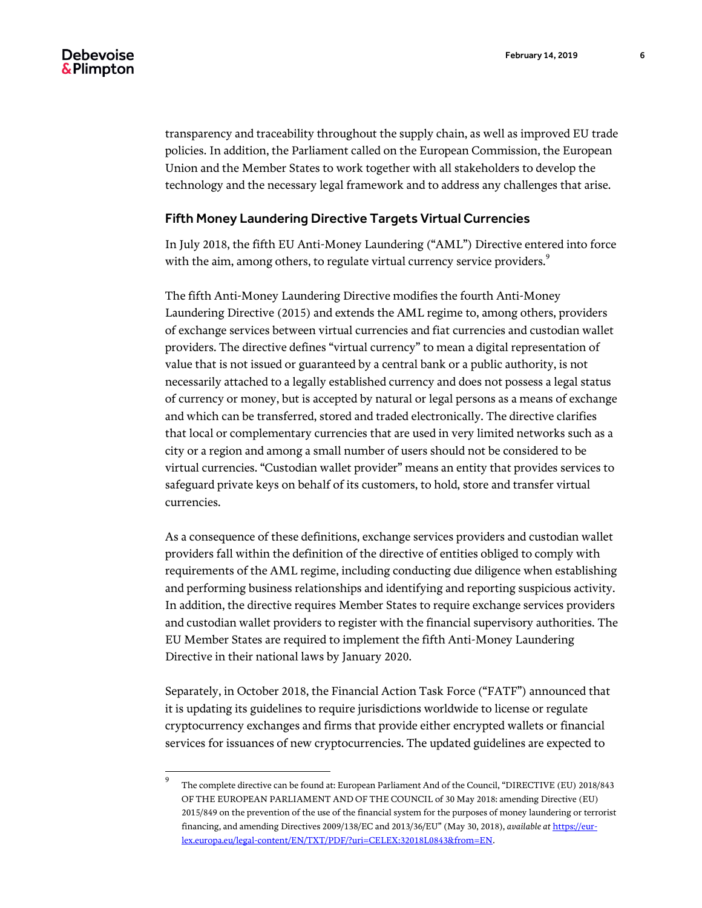transparency and traceability throughout the supply chain, as well as improved EU trade policies. In addition, the Parliament called on the European Commission, the European Union and the Member States to work together with all stakeholders to develop the technology and the necessary legal framework and to address any challenges that arise.

## Fifth Money Laundering Directive Targets Virtual Currencies

In July 2018, the fifth EU Anti-Money Laundering ("AML") Directive entered into force with the aim, among others, to regulate virtual currency service providers.[9]

The fifth Anti-Money Laundering Directive modifies the fourth Anti-Money Laundering Directive (2015) and extends the AML regime to, among others, providers of exchange services between virtual currencies and fiat currencies and custodian wallet providers. The directive defines "virtual currency" to mean a digital representation of value that is not issued or guaranteed by a central bank or a public authority, is not necessarily attached to a legally established currency and does not possess a legal status of currency or money, but is accepted by natural or legal persons as a means of exchange and which can be transferred, stored and traded electronically. The directive clarifies that local or complementary currencies that are used in very limited networks such as a city or a region and among a small number of users should not be considered to be virtual currencies. "Custodian wallet provider" means an entity that provides services to safeguard private keys on behalf of its customers, to hold, store and transfer virtual currencies.

As a consequence of these definitions, exchange services providers and custodian wallet providers fall within the definition of the directive of entities obliged to comply with requirements of the AML regime, including conducting due diligence when establishing and performing business relationships and identifying and reporting suspicious activity. In addition, the directive requires Member States to require exchange services providers and custodian wallet providers to register with the financial supervisory authorities. The EU Member States are required to implement the fifth Anti-Money Laundering Directive in their national laws by January 2020.

Separately, in October 2018, the Financial Action Task Force ("FATF") announced that it is updating its guidelines to require jurisdictions worldwide to license or regulate cryptocurrency exchanges and firms that provide either encrypted wallets or financial services for issuances of new cryptocurrencies. The updated guidelines are expected to

---

[9] The complete directive can be found at: European Parliament And of the Council, "DIRECTIVE (EU) 2018/843 OF THE EUROPEAN PARLIAMENT AND OF THE COUNCIL of 30 May 2018: amending Directive (EU) 2015/849 on the prevention of the use of the financial system for the purposes of money laundering or terrorist financing, and amending Directives 2009/138/EC and 2013/36/EU" (May 30, 2018), *available at* https://eur-lex.europa.eu/legal-content/EN/TXT/PDF/?uri=CELEX:32018L0843&from=EN.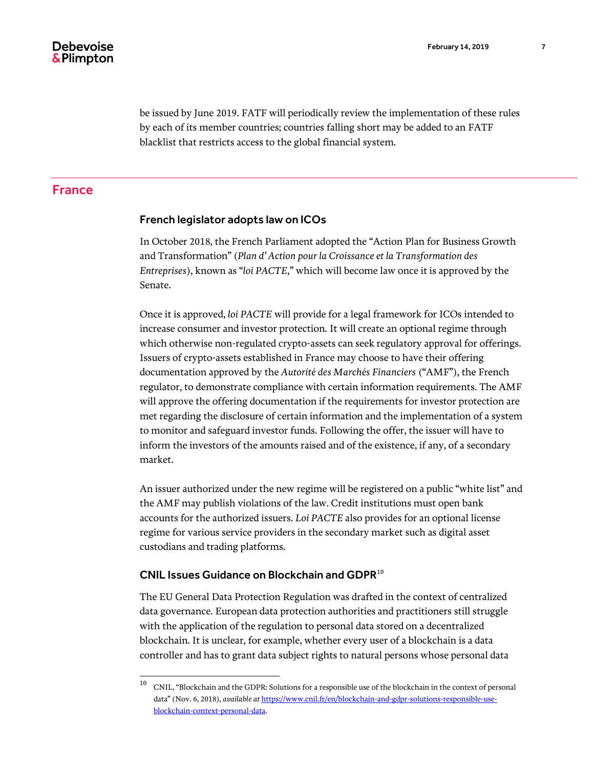be issued by June 2019. FATF will periodically review the implementation of these rules by each of its member countries; countries falling short may be added to an FATF blacklist that restricts access to the global financial system.

## France

### French legislator adopts law on ICOs

In October 2018, the French Parliament adopted the "Action Plan for Business Growth and Transformation" (*Plan d' Action pour la Croissance et la Transformation des Entreprises*), known as "*loi PACTE*," which will become law once it is approved by the Senate.

Once it is approved, *loi PACTE* will provide for a legal framework for ICOs intended to increase consumer and investor protection. It will create an optional regime through which otherwise non-regulated crypto-assets can seek regulatory approval for offerings. Issuers of crypto-assets established in France may choose to have their offering documentation approved by the *Autorité des Marchés Financiers* ("AMF"), the French regulator, to demonstrate compliance with certain information requirements. The AMF will approve the offering documentation if the requirements for investor protection are met regarding the disclosure of certain information and the implementation of a system to monitor and safeguard investor funds. Following the offer, the issuer will have to inform the investors of the amounts raised and of the existence, if any, of a secondary market.

An issuer authorized under the new regime will be registered on a public "white list" and the AMF may publish violations of the law. Credit institutions must open bank accounts for the authorized issuers. *Loi PACTE* also provides for an optional license regime for various service providers in the secondary market such as digital asset custodians and trading platforms.

### CNIL Issues Guidance on Blockchain and GDPR[10]

The EU General Data Protection Regulation was drafted in the context of centralized data governance. European data protection authorities and practitioners still struggle with the application of the regulation to personal data stored on a decentralized blockchain. It is unclear, for example, whether every user of a blockchain is a data controller and has to grant data subject rights to natural persons whose personal data

---

[10] CNIL, "Blockchain and the GDPR: Solutions for a responsible use of the blockchain in the context of personal data" (Nov. 6, 2018), *available at* https://www.cnil.fr/en/blockchain-and-gdpr-solutions-responsible-use-blockchain-context-personal-data.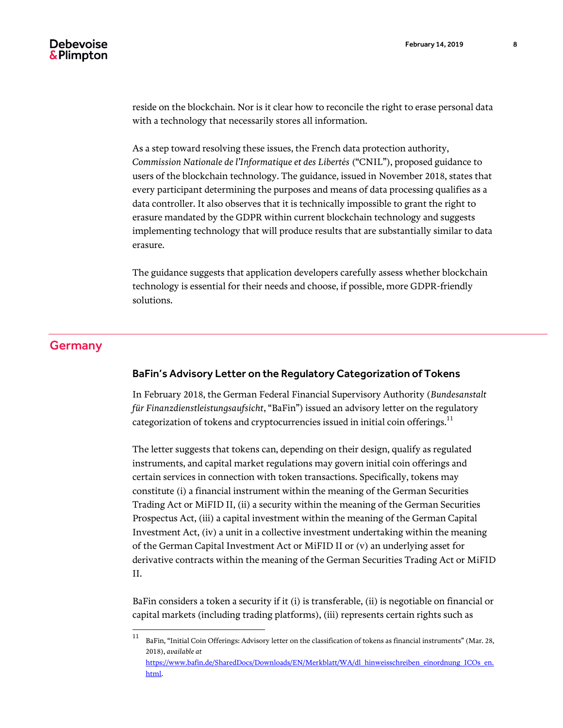reside on the blockchain. Nor is it clear how to reconcile the right to erase personal data with a technology that necessarily stores all information.

As a step toward resolving these issues, the French data protection authority, *Commission Nationale de l'Informatique et des Libertés* ("CNIL"), proposed guidance to users of the blockchain technology. The guidance, issued in November 2018, states that every participant determining the purposes and means of data processing qualifies as a data controller. It also observes that it is technically impossible to grant the right to erasure mandated by the GDPR within current blockchain technology and suggests implementing technology that will produce results that are substantially similar to data erasure.

The guidance suggests that application developers carefully assess whether blockchain technology is essential for their needs and choose, if possible, more GDPR-friendly solutions.

## Germany

### BaFin's Advisory Letter on the Regulatory Categorization of Tokens

In February 2018, the German Federal Financial Supervisory Authority (*Bundesanstalt für Finanzdienstleistungsaufsicht*, "BaFin") issued an advisory letter on the regulatory categorization of tokens and cryptocurrencies issued in initial coin offerings.[11]

The letter suggests that tokens can, depending on their design, qualify as regulated instruments, and capital market regulations may govern initial coin offerings and certain services in connection with token transactions. Specifically, tokens may constitute (i) a financial instrument within the meaning of the German Securities Trading Act or MiFID II, (ii) a security within the meaning of the German Securities Prospectus Act, (iii) a capital investment within the meaning of the German Capital Investment Act, (iv) a unit in a collective investment undertaking within the meaning of the German Capital Investment Act or MiFID II or (v) an underlying asset for derivative contracts within the meaning of the German Securities Trading Act or MiFID II.

BaFin considers a token a security if it (i) is transferable, (ii) is negotiable on financial or capital markets (including trading platforms), (iii) represents certain rights such as

---

[11] BaFin, "Initial Coin Offerings: Advisory letter on the classification of tokens as financial instruments" (Mar. 28, 2018), *available at* https://www.bafin.de/SharedDocs/Downloads/EN/Merkblatt/WA/dl_hinweisschreiben_einordnung_ICOs_en.html.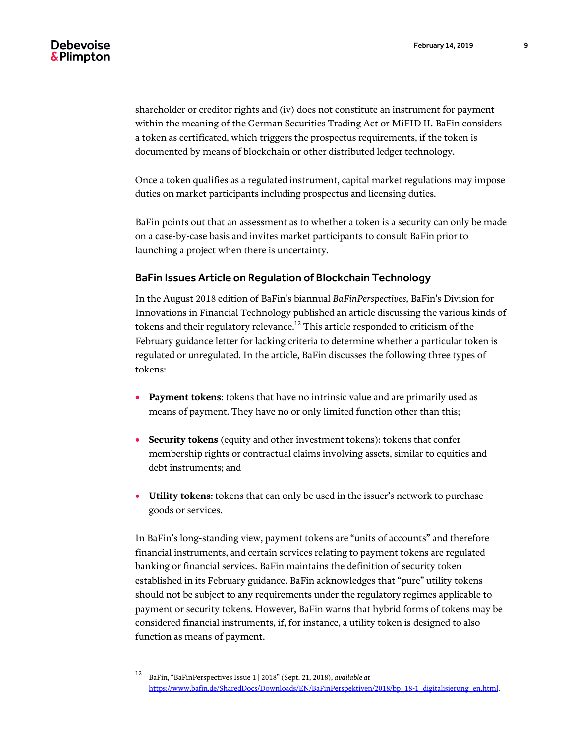shareholder or creditor rights and (iv) does not constitute an instrument for payment within the meaning of the German Securities Trading Act or MiFID II. BaFin considers a token as certificated, which triggers the prospectus requirements, if the token is documented by means of blockchain or other distributed ledger technology.

Once a token qualifies as a regulated instrument, capital market regulations may impose duties on market participants including prospectus and licensing duties.

BaFin points out that an assessment as to whether a token is a security can only be made on a case-by-case basis and invites market participants to consult BaFin prior to launching a project when there is uncertainty.

### BaFin Issues Article on Regulation of Blockchain Technology

In the August 2018 edition of BaFin's biannual *BaFinPerspectives,* BaFin's Division for Innovations in Financial Technology published an article discussing the various kinds of tokens and their regulatory relevance.[12] This article responded to criticism of the February guidance letter for lacking criteria to determine whether a particular token is regulated or unregulated. In the article, BaFin discusses the following three types of tokens:

- **Payment tokens**: tokens that have no intrinsic value and are primarily used as means of payment. They have no or only limited function other than this;
- **Security tokens** (equity and other investment tokens): tokens that confer membership rights or contractual claims involving assets, similar to equities and debt instruments; and
- **Utility tokens**: tokens that can only be used in the issuer's network to purchase goods or services.

In BaFin's long-standing view, payment tokens are "units of accounts" and therefore financial instruments, and certain services relating to payment tokens are regulated banking or financial services. BaFin maintains the definition of security token established in its February guidance. BaFin acknowledges that "pure" utility tokens should not be subject to any requirements under the regulatory regimes applicable to payment or security tokens. However, BaFin warns that hybrid forms of tokens may be considered financial instruments, if, for instance, a utility token is designed to also function as means of payment.

---

[12] BaFin, "BaFinPerspectives Issue 1 | 2018" (Sept. 21, 2018), *available at* https://www.bafin.de/SharedDocs/Downloads/EN/BaFinPerspektiven/2018/bp_18-1_digitalisierung_en.html.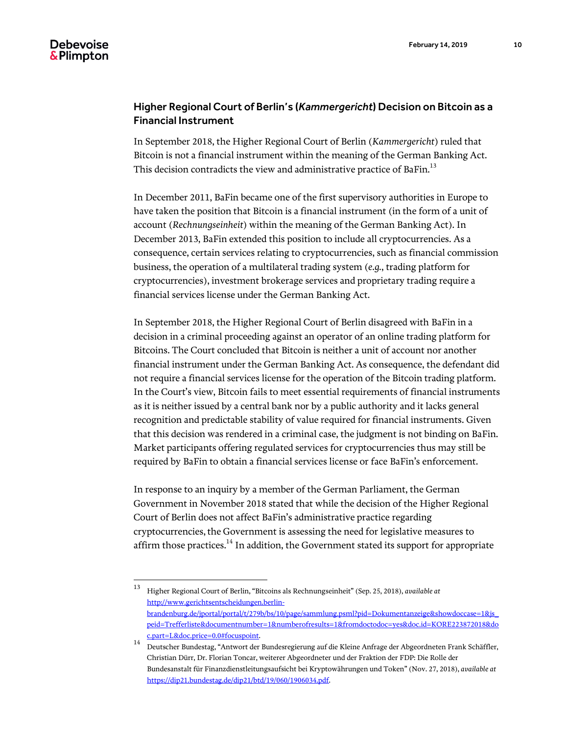## Higher Regional Court of Berlin's (*Kammergericht*) Decision on Bitcoin as a Financial Instrument

In September 2018, the Higher Regional Court of Berlin (*Kammergericht*) ruled that Bitcoin is not a financial instrument within the meaning of the German Banking Act. This decision contradicts the view and administrative practice of BaFin.[13]

In December 2011, BaFin became one of the first supervisory authorities in Europe to have taken the position that Bitcoin is a financial instrument (in the form of a unit of account (*Rechnungseinheit*) within the meaning of the German Banking Act). In December 2013, BaFin extended this position to include all cryptocurrencies. As a consequence, certain services relating to cryptocurrencies, such as financial commission business, the operation of a multilateral trading system (*e.g.*, trading platform for cryptocurrencies), investment brokerage services and proprietary trading require a financial services license under the German Banking Act.

In September 2018, the Higher Regional Court of Berlin disagreed with BaFin in a decision in a criminal proceeding against an operator of an online trading platform for Bitcoins. The Court concluded that Bitcoin is neither a unit of account nor another financial instrument under the German Banking Act. As consequence, the defendant did not require a financial services license for the operation of the Bitcoin trading platform. In the Court's view, Bitcoin fails to meet essential requirements of financial instruments as it is neither issued by a central bank nor by a public authority and it lacks general recognition and predictable stability of value required for financial instruments. Given that this decision was rendered in a criminal case, the judgment is not binding on BaFin. Market participants offering regulated services for cryptocurrencies thus may still be required by BaFin to obtain a financial services license or face BaFin's enforcement.

In response to an inquiry by a member of the German Parliament, the German Government in November 2018 stated that while the decision of the Higher Regional Court of Berlin does not affect BaFin's administrative practice regarding cryptocurrencies, the Government is assessing the need for legislative measures to affirm those practices.[14] In addition, the Government stated its support for appropriate

---

[13] Higher Regional Court of Berlin, "Bitcoins als Rechnungseinheit" (Sep. 25, 2018), *available at* http://www.gerichtsentscheidungen.berlin-brandenburg.de/jportal/portal/t/279b/bs/10/page/sammlung.psml?pid=Dokumentanzeige&showdoccase=1&js_peid=Trefferliste&documentnumber=1&numberofresults=1&fromdoctodoc=yes&doc.id=KORE223872018&doc.part=L&doc.price=0.0#focuspoint.

[14] Deutscher Bundestag, "Antwort der Bundesregierung auf die Kleine Anfrage der Abgeordneten Frank Schäffler, Christian Dürr, Dr. Florian Toncar, weiterer Abgeordneter und der Fraktion der FDP: Die Rolle der Bundesanstalt für Finanzdienstleitungsaufsicht bei Kryptowährungen und Token" (Nov. 27, 2018), *available at* https://dip21.bundestag.de/dip21/btd/19/060/1906034.pdf.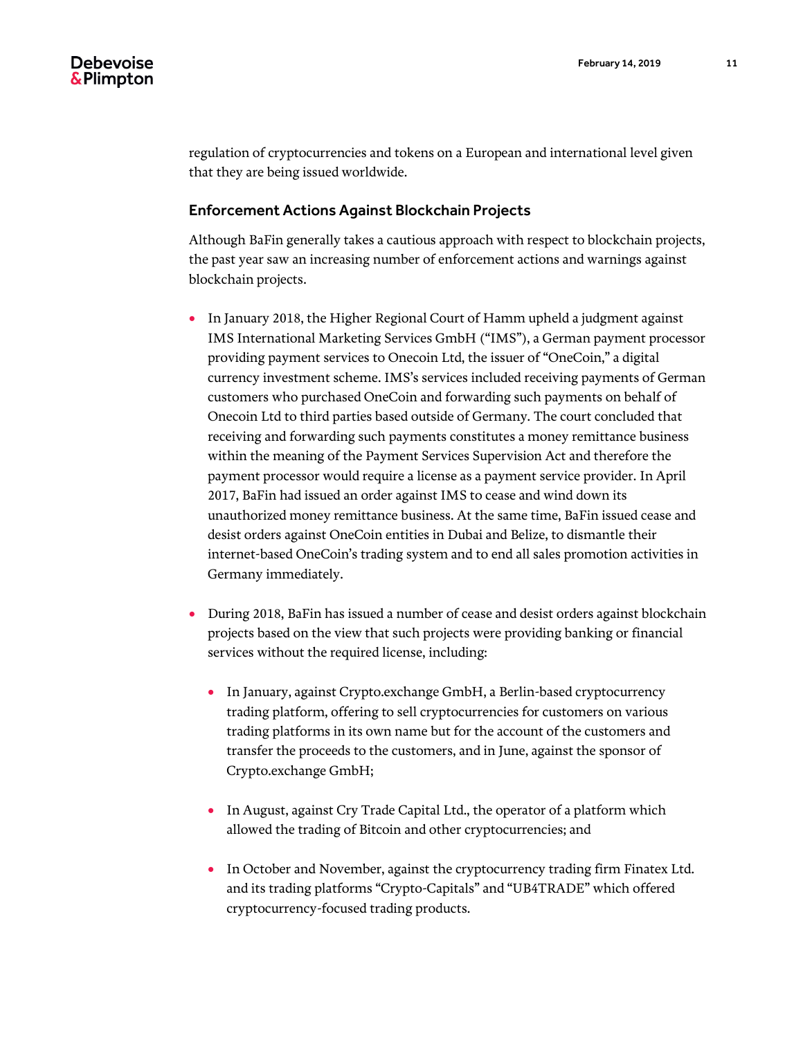regulation of cryptocurrencies and tokens on a European and international level given that they are being issued worldwide.

### Enforcement Actions Against Blockchain Projects

Although BaFin generally takes a cautious approach with respect to blockchain projects, the past year saw an increasing number of enforcement actions and warnings against blockchain projects.

- In January 2018, the Higher Regional Court of Hamm upheld a judgment against IMS International Marketing Services GmbH ("IMS"), a German payment processor providing payment services to Onecoin Ltd, the issuer of "OneCoin," a digital currency investment scheme. IMS's services included receiving payments of German customers who purchased OneCoin and forwarding such payments on behalf of Onecoin Ltd to third parties based outside of Germany. The court concluded that receiving and forwarding such payments constitutes a money remittance business within the meaning of the Payment Services Supervision Act and therefore the payment processor would require a license as a payment service provider. In April 2017, BaFin had issued an order against IMS to cease and wind down its unauthorized money remittance business. At the same time, BaFin issued cease and desist orders against OneCoin entities in Dubai and Belize, to dismantle their internet-based OneCoin's trading system and to end all sales promotion activities in Germany immediately.

- During 2018, BaFin has issued a number of cease and desist orders against blockchain projects based on the view that such projects were providing banking or financial services without the required license, including:

  - In January, against Crypto.exchange GmbH, a Berlin-based cryptocurrency trading platform, offering to sell cryptocurrencies for customers on various trading platforms in its own name but for the account of the customers and transfer the proceeds to the customers, and in June, against the sponsor of Crypto.exchange GmbH;

  - In August, against Cry Trade Capital Ltd., the operator of a platform which allowed the trading of Bitcoin and other cryptocurrencies; and

  - In October and November, against the cryptocurrency trading firm Finatex Ltd. and its trading platforms "Crypto-Capitals" and "UB4TRADE" which offered cryptocurrency-focused trading products.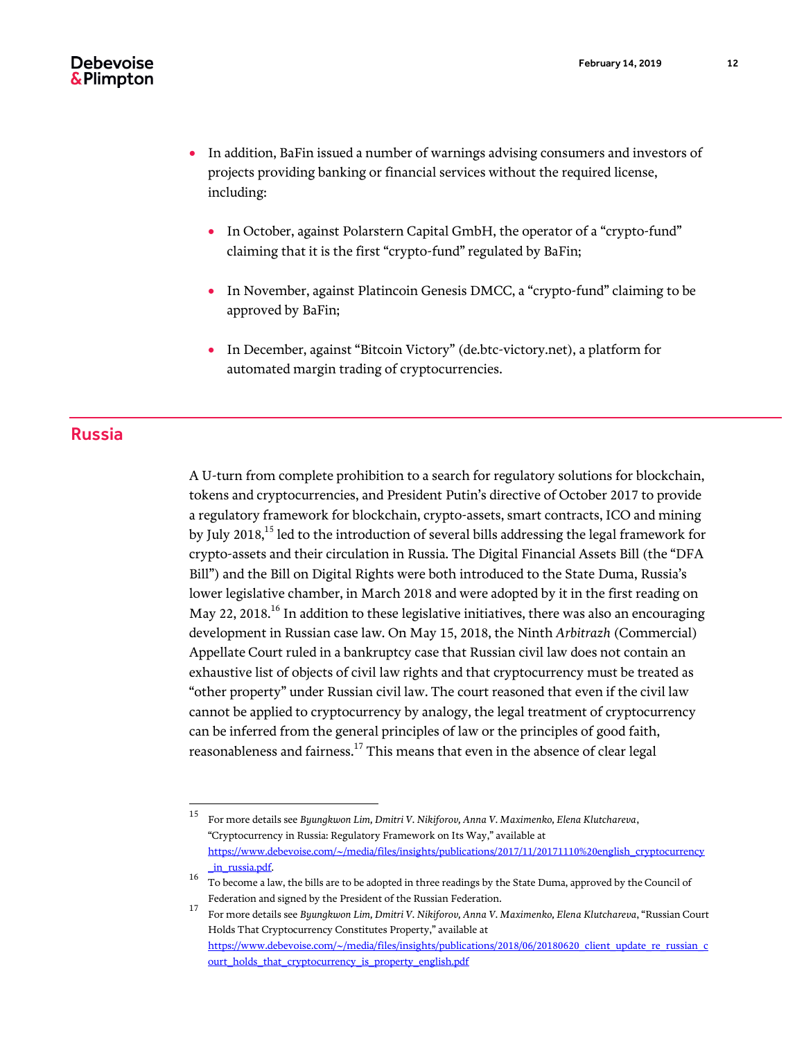- In addition, BaFin issued a number of warnings advising consumers and investors of projects providing banking or financial services without the required license, including:
  - In October, against Polarstern Capital GmbH, the operator of a "crypto-fund" claiming that it is the first "crypto-fund" regulated by BaFin;
  - In November, against Platincoin Genesis DMCC, a "crypto-fund" claiming to be approved by BaFin;
  - In December, against "Bitcoin Victory" (de.btc-victory.net), a platform for automated margin trading of cryptocurrencies.

## Russia

A U-turn from complete prohibition to a search for regulatory solutions for blockchain, tokens and cryptocurrencies, and President Putin's directive of October 2017 to provide a regulatory framework for blockchain, crypto-assets, smart contracts, ICO and mining by July 2018,[15] led to the introduction of several bills addressing the legal framework for crypto-assets and their circulation in Russia. The Digital Financial Assets Bill (the "DFA Bill") and the Bill on Digital Rights were both introduced to the State Duma, Russia's lower legislative chamber, in March 2018 and were adopted by it in the first reading on May 22, 2018.[16] In addition to these legislative initiatives, there was also an encouraging development in Russian case law. On May 15, 2018, the Ninth *Arbitrazh* (Commercial) Appellate Court ruled in a bankruptcy case that Russian civil law does not contain an exhaustive list of objects of civil law rights and that cryptocurrency must be treated as "other property" under Russian civil law. The court reasoned that even if the civil law cannot be applied to cryptocurrency by analogy, the legal treatment of cryptocurrency can be inferred from the general principles of law or the principles of good faith, reasonableness and fairness.[17] This means that even in the absence of clear legal

---

[15] For more details see *Byungkwon Lim, Dmitri V. Nikiforov, Anna V. Maximenko, Elena Klutchareva*, "Cryptocurrency in Russia: Regulatory Framework on Its Way," available at https://www.debevoise.com/~/media/files/insights/publications/2017/11/20171110%20english_cryptocurrency_in_russia.pdf.

[16] To become a law, the bills are to be adopted in three readings by the State Duma, approved by the Council of Federation and signed by the President of the Russian Federation.

[17] For more details see *Byungkwon Lim, Dmitri V. Nikiforov, Anna V. Maximenko, Elena Klutchareva*, "Russian Court Holds That Cryptocurrency Constitutes Property," available at https://www.debevoise.com/~/media/files/insights/publications/2018/06/20180620_client_update_re_russian_court_holds_that_cryptocurrency_is_property_english.pdf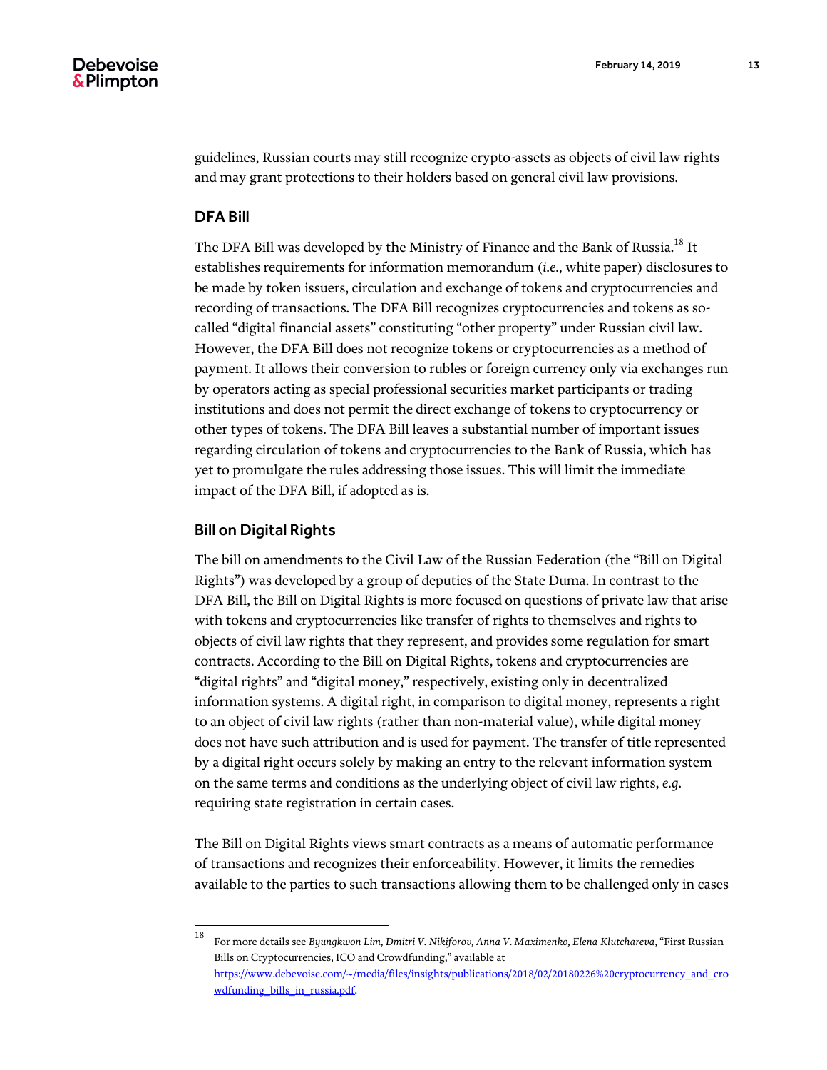guidelines, Russian courts may still recognize crypto-assets as objects of civil law rights and may grant protections to their holders based on general civil law provisions.

### DFA Bill

The DFA Bill was developed by the Ministry of Finance and the Bank of Russia.[18] It establishes requirements for information memorandum (*i.e.*, white paper) disclosures to be made by token issuers, circulation and exchange of tokens and cryptocurrencies and recording of transactions. The DFA Bill recognizes cryptocurrencies and tokens as so-called "digital financial assets" constituting "other property" under Russian civil law. However, the DFA Bill does not recognize tokens or cryptocurrencies as a method of payment. It allows their conversion to rubles or foreign currency only via exchanges run by operators acting as special professional securities market participants or trading institutions and does not permit the direct exchange of tokens to cryptocurrency or other types of tokens. The DFA Bill leaves a substantial number of important issues regarding circulation of tokens and cryptocurrencies to the Bank of Russia, which has yet to promulgate the rules addressing those issues. This will limit the immediate impact of the DFA Bill, if adopted as is.

### Bill on Digital Rights

The bill on amendments to the Civil Law of the Russian Federation (the "Bill on Digital Rights") was developed by a group of deputies of the State Duma. In contrast to the DFA Bill, the Bill on Digital Rights is more focused on questions of private law that arise with tokens and cryptocurrencies like transfer of rights to themselves and rights to objects of civil law rights that they represent, and provides some regulation for smart contracts. According to the Bill on Digital Rights, tokens and cryptocurrencies are "digital rights" and "digital money," respectively, existing only in decentralized information systems. A digital right, in comparison to digital money, represents a right to an object of civil law rights (rather than non-material value), while digital money does not have such attribution and is used for payment. The transfer of title represented by a digital right occurs solely by making an entry to the relevant information system on the same terms and conditions as the underlying object of civil law rights, *e.g.* requiring state registration in certain cases.

The Bill on Digital Rights views smart contracts as a means of automatic performance of transactions and recognizes their enforceability. However, it limits the remedies available to the parties to such transactions allowing them to be challenged only in cases

---

[18] For more details see *Byungkwon Lim, Dmitri V. Nikiforov, Anna V. Maximenko, Elena Klutchareva*, "First Russian Bills on Cryptocurrencies, ICO and Crowdfunding," available at https://www.debevoise.com/~/media/files/insights/publications/2018/02/20180226%20cryptocurrency_and_crowdfunding_bills_in_russia.pdf.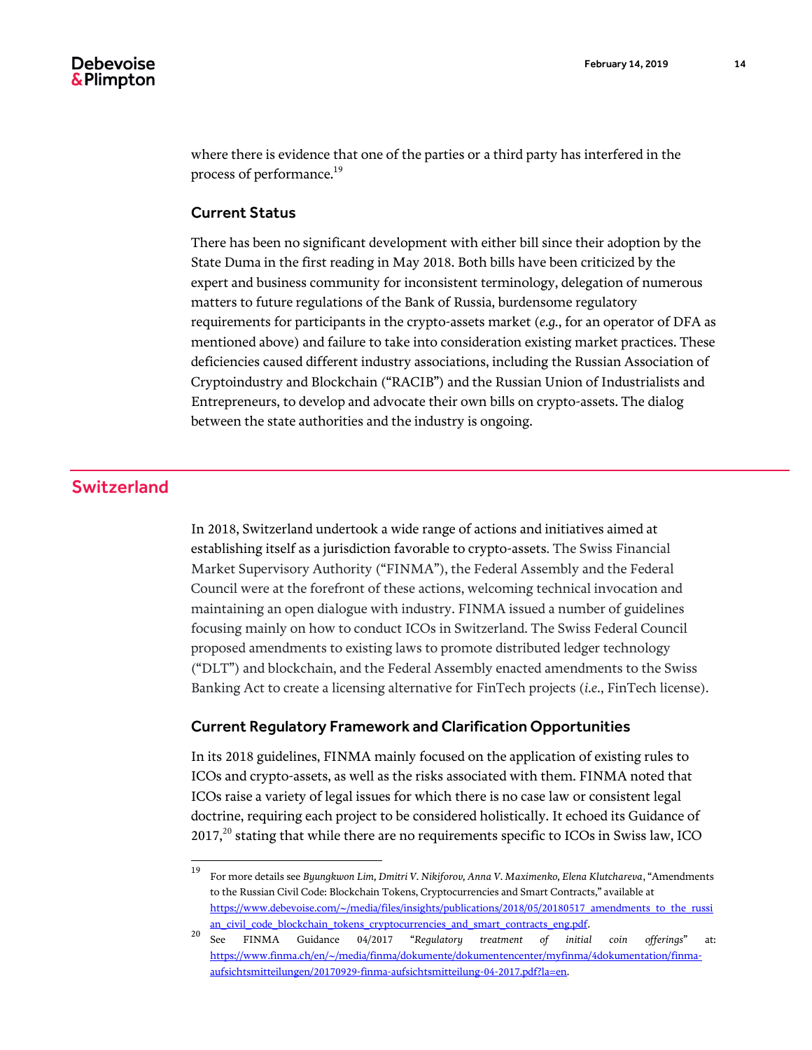where there is evidence that one of the parties or a third party has interfered in the process of performance.[19]

### Current Status

There has been no significant development with either bill since their adoption by the State Duma in the first reading in May 2018. Both bills have been criticized by the expert and business community for inconsistent terminology, delegation of numerous matters to future regulations of the Bank of Russia, burdensome regulatory requirements for participants in the crypto-assets market (*e.g.*, for an operator of DFA as mentioned above) and failure to take into consideration existing market practices. These deficiencies caused different industry associations, including the Russian Association of Cryptoindustry and Blockchain ("RACIB") and the Russian Union of Industrialists and Entrepreneurs, to develop and advocate their own bills on crypto-assets. The dialog between the state authorities and the industry is ongoing.

## Switzerland

In 2018, Switzerland undertook a wide range of actions and initiatives aimed at establishing itself as a jurisdiction favorable to crypto-assets. The Swiss Financial Market Supervisory Authority ("FINMA"), the Federal Assembly and the Federal Council were at the forefront of these actions, welcoming technical invocation and maintaining an open dialogue with industry. FINMA issued a number of guidelines focusing mainly on how to conduct ICOs in Switzerland. The Swiss Federal Council proposed amendments to existing laws to promote distributed ledger technology ("DLT") and blockchain, and the Federal Assembly enacted amendments to the Swiss Banking Act to create a licensing alternative for FinTech projects (*i.e.*, FinTech license).

### Current Regulatory Framework and Clarification Opportunities

In its 2018 guidelines, FINMA mainly focused on the application of existing rules to ICOs and crypto-assets, as well as the risks associated with them. FINMA noted that ICOs raise a variety of legal issues for which there is no case law or consistent legal doctrine, requiring each project to be considered holistically. It echoed its Guidance of 2017,[20] stating that while there are no requirements specific to ICOs in Swiss law, ICO

---

[19] For more details see *Byungkwon Lim, Dmitri V. Nikiforov, Anna V. Maximenko, Elena Klutchareva*, "Amendments to the Russian Civil Code: Blockchain Tokens, Cryptocurrencies and Smart Contracts," available at https://www.debevoise.com/~/media/files/insights/publications/2018/05/20180517_amendments_to_the_russian_civil_code_blockchain_tokens_cryptocurrencies_and_smart_contracts_eng.pdf.

[20] See FINMA Guidance 04/2017 "*Regulatory treatment of initial coin offerings*" at: https://www.finma.ch/en/~/media/finma/dokumente/dokumentencenter/myfinma/4dokumentation/finma-aufsichtsmitteilungen/20170929-finma-aufsichtsmitteilung-04-2017.pdf?la=en.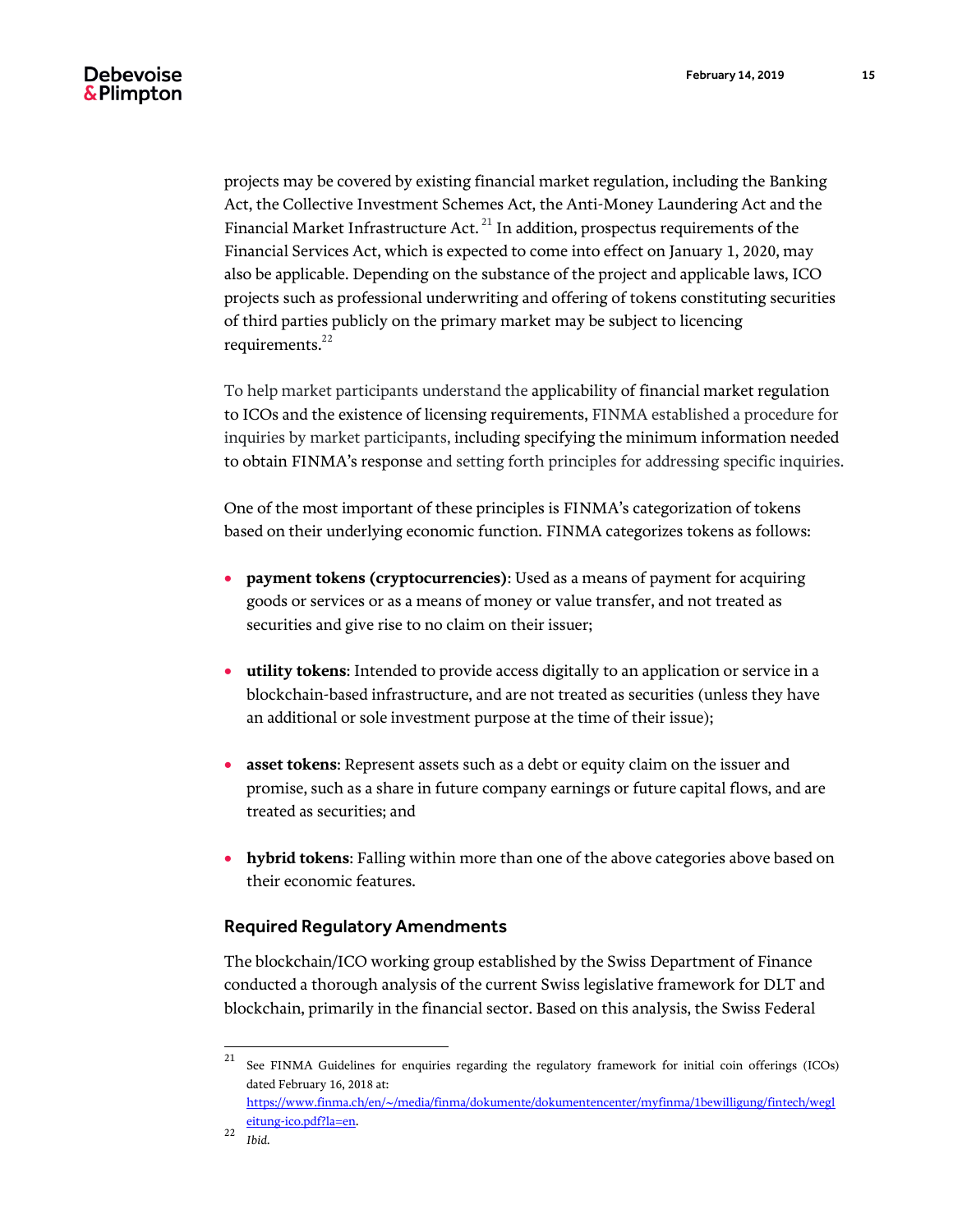projects may be covered by existing financial market regulation, including the Banking Act, the Collective Investment Schemes Act, the Anti-Money Laundering Act and the Financial Market Infrastructure Act.[21] In addition, prospectus requirements of the Financial Services Act, which is expected to come into effect on January 1, 2020, may also be applicable. Depending on the substance of the project and applicable laws, ICO projects such as professional underwriting and offering of tokens constituting securities of third parties publicly on the primary market may be subject to licencing requirements.[22]

To help market participants understand the applicability of financial market regulation to ICOs and the existence of licensing requirements, FINMA established a procedure for inquiries by market participants, including specifying the minimum information needed to obtain FINMA's response and setting forth principles for addressing specific inquiries.

One of the most important of these principles is FINMA's categorization of tokens based on their underlying economic function. FINMA categorizes tokens as follows:

- **payment tokens (cryptocurrencies)**: Used as a means of payment for acquiring goods or services or as a means of money or value transfer, and not treated as securities and give rise to no claim on their issuer;
- **utility tokens**: Intended to provide access digitally to an application or service in a blockchain-based infrastructure, and are not treated as securities (unless they have an additional or sole investment purpose at the time of their issue);
- **asset tokens**: Represent assets such as a debt or equity claim on the issuer and promise, such as a share in future company earnings or future capital flows, and are treated as securities; and
- **hybrid tokens**: Falling within more than one of the above categories above based on their economic features.

### Required Regulatory Amendments

The blockchain/ICO working group established by the Swiss Department of Finance conducted a thorough analysis of the current Swiss legislative framework for DLT and blockchain, primarily in the financial sector. Based on this analysis, the Swiss Federal

---

[21] See FINMA Guidelines for enquiries regarding the regulatory framework for initial coin offerings (ICOs) dated February 16, 2018 at: https://www.finma.ch/en/~/media/finma/dokumente/dokumentencenter/myfinma/1bewilligung/fintech/wegleitung-ico.pdf?la=en.

[22] *Ibid.*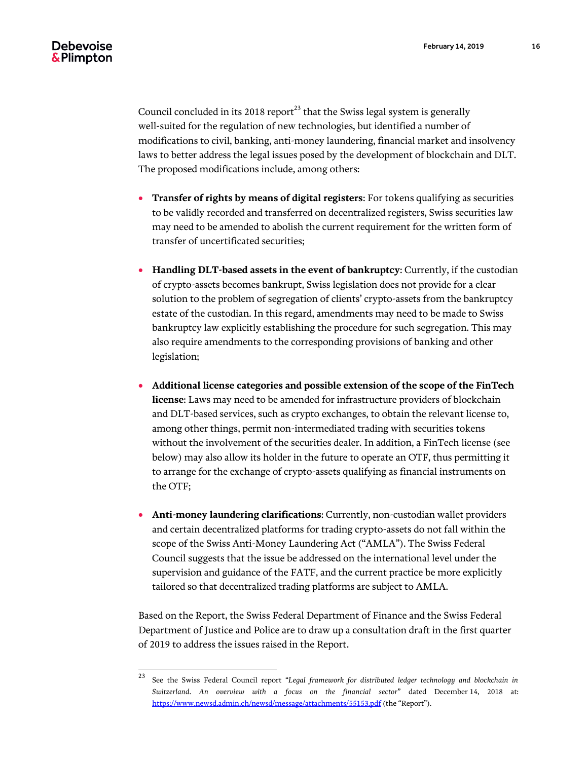Council concluded in its 2018 report[23] that the Swiss legal system is generally well-suited for the regulation of new technologies, but identified a number of modifications to civil, banking, anti-money laundering, financial market and insolvency laws to better address the legal issues posed by the development of blockchain and DLT. The proposed modifications include, among others:

- **Transfer of rights by means of digital registers**: For tokens qualifying as securities to be validly recorded and transferred on decentralized registers, Swiss securities law may need to be amended to abolish the current requirement for the written form of transfer of uncertificated securities;

- **Handling DLT-based assets in the event of bankruptcy**: Currently, if the custodian of crypto-assets becomes bankrupt, Swiss legislation does not provide for a clear solution to the problem of segregation of clients' crypto-assets from the bankruptcy estate of the custodian. In this regard, amendments may need to be made to Swiss bankruptcy law explicitly establishing the procedure for such segregation. This may also require amendments to the corresponding provisions of banking and other legislation;

- **Additional license categories and possible extension of the scope of the FinTech license**: Laws may need to be amended for infrastructure providers of blockchain and DLT-based services, such as crypto exchanges, to obtain the relevant license to, among other things, permit non-intermediated trading with securities tokens without the involvement of the securities dealer. In addition, a FinTech license (see below) may also allow its holder in the future to operate an OTF, thus permitting it to arrange for the exchange of crypto-assets qualifying as financial instruments on the OTF;

- **Anti-money laundering clarifications**: Currently, non-custodian wallet providers and certain decentralized platforms for trading crypto-assets do not fall within the scope of the Swiss Anti-Money Laundering Act ("AMLA"). The Swiss Federal Council suggests that the issue be addressed on the international level under the supervision and guidance of the FATF, and the current practice be more explicitly tailored so that decentralized trading platforms are subject to AMLA.

Based on the Report, the Swiss Federal Department of Finance and the Swiss Federal Department of Justice and Police are to draw up a consultation draft in the first quarter of 2019 to address the issues raised in the Report.

---

[23] See the Swiss Federal Council report "*Legal framework for distributed ledger technology and blockchain in Switzerland. An overview with a focus on the financial sector*" dated December 14, 2018 at: https://www.newsd.admin.ch/newsd/message/attachments/55153.pdf (the "Report").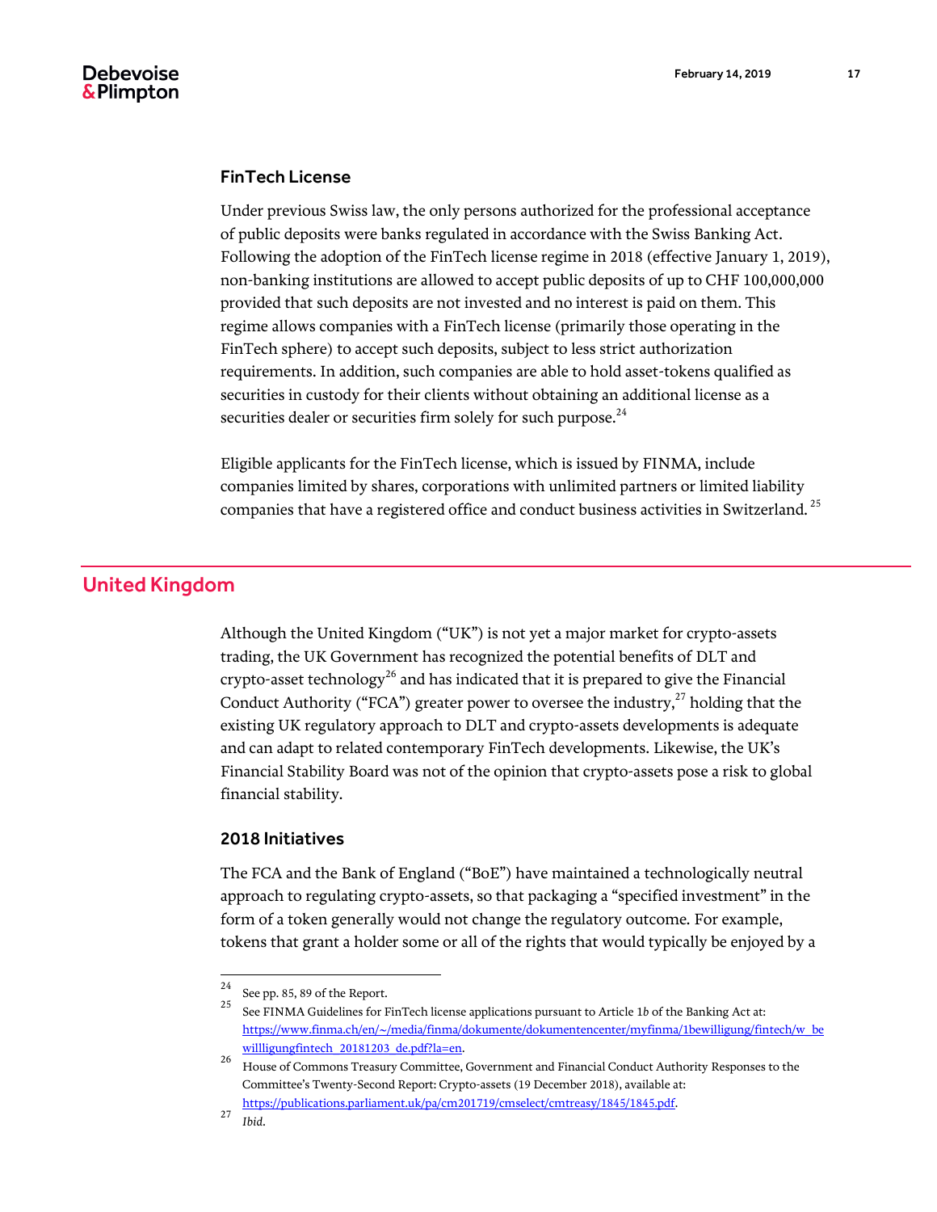### FinTech License

Under previous Swiss law, the only persons authorized for the professional acceptance of public deposits were banks regulated in accordance with the Swiss Banking Act. Following the adoption of the FinTech license regime in 2018 (effective January 1, 2019), non-banking institutions are allowed to accept public deposits of up to CHF 100,000,000 provided that such deposits are not invested and no interest is paid on them. This regime allows companies with a FinTech license (primarily those operating in the FinTech sphere) to accept such deposits, subject to less strict authorization requirements. In addition, such companies are able to hold asset-tokens qualified as securities in custody for their clients without obtaining an additional license as a securities dealer or securities firm solely for such purpose.[24]

Eligible applicants for the FinTech license, which is issued by FINMA, include companies limited by shares, corporations with unlimited partners or limited liability companies that have a registered office and conduct business activities in Switzerland.[25]

## United Kingdom

Although the United Kingdom ("UK") is not yet a major market for crypto-assets trading, the UK Government has recognized the potential benefits of DLT and crypto-asset technology[26] and has indicated that it is prepared to give the Financial Conduct Authority ("FCA") greater power to oversee the industry,[27] holding that the existing UK regulatory approach to DLT and crypto-assets developments is adequate and can adapt to related contemporary FinTech developments. Likewise, the UK's Financial Stability Board was not of the opinion that crypto-assets pose a risk to global financial stability.

### 2018 Initiatives

The FCA and the Bank of England ("BoE") have maintained a technologically neutral approach to regulating crypto-assets, so that packaging a "specified investment" in the form of a token generally would not change the regulatory outcome. For example, tokens that grant a holder some or all of the rights that would typically be enjoyed by a

---

[24] See pp. 85, 89 of the Report.

[25] See FINMA Guidelines for FinTech license applications pursuant to Article 1*b* of the Banking Act at: https://www.finma.ch/en/~/media/finma/dokumente/dokumentencenter/myfinma/1bewilligung/fintech/w_bewilligungfintech_20181203_de.pdf?la=en.

[26] House of Commons Treasury Committee, Government and Financial Conduct Authority Responses to the Committee's Twenty-Second Report: Crypto-assets (19 December 2018), available at: https://publications.parliament.uk/pa/cm201719/cmselect/cmtreasy/1845/1845.pdf.

[27] *Ibid.*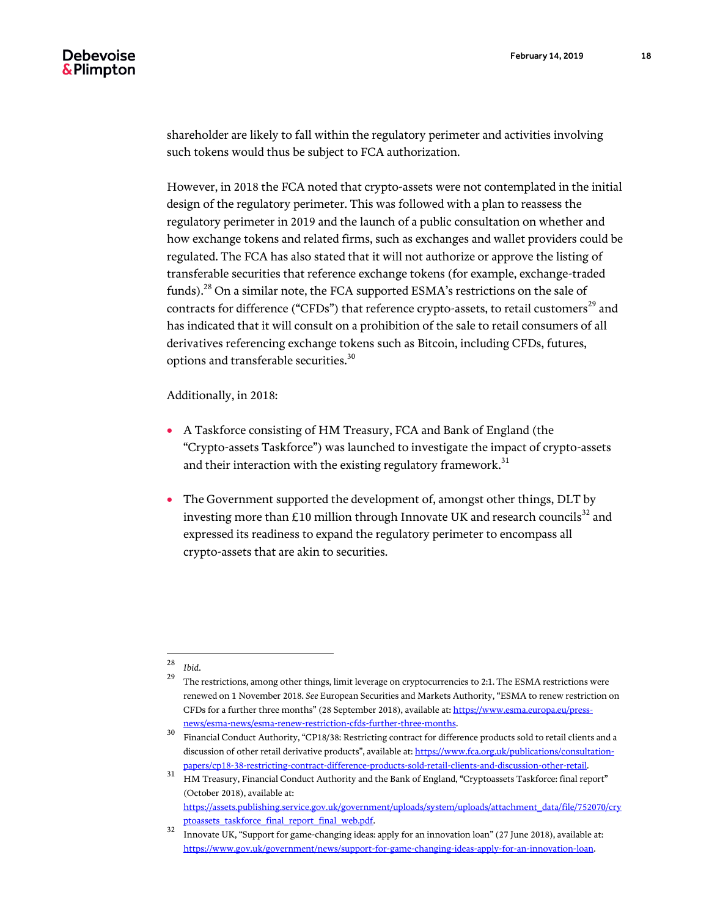shareholder are likely to fall within the regulatory perimeter and activities involving such tokens would thus be subject to FCA authorization.

However, in 2018 the FCA noted that crypto-assets were not contemplated in the initial design of the regulatory perimeter. This was followed with a plan to reassess the regulatory perimeter in 2019 and the launch of a public consultation on whether and how exchange tokens and related firms, such as exchanges and wallet providers could be regulated. The FCA has also stated that it will not authorize or approve the listing of transferable securities that reference exchange tokens (for example, exchange-traded funds).[28] On a similar note, the FCA supported ESMA's restrictions on the sale of contracts for difference ("CFDs") that reference crypto-assets, to retail customers[29] and has indicated that it will consult on a prohibition of the sale to retail consumers of all derivatives referencing exchange tokens such as Bitcoin, including CFDs, futures, options and transferable securities.[30]

Additionally, in 2018:

- A Taskforce consisting of HM Treasury, FCA and Bank of England (the "Crypto-assets Taskforce") was launched to investigate the impact of crypto-assets and their interaction with the existing regulatory framework.[31]
- The Government supported the development of, amongst other things, DLT by investing more than £10 million through Innovate UK and research councils[32] and expressed its readiness to expand the regulatory perimeter to encompass all crypto-assets that are akin to securities.

---

[28] *Ibid.*

[29] The restrictions, among other things, limit leverage on cryptocurrencies to 2:1. The ESMA restrictions were renewed on 1 November 2018. *See* European Securities and Markets Authority, "ESMA to renew restriction on CFDs for a further three months" (28 September 2018), available at: https://www.esma.europa.eu/press-news/esma-news/esma-renew-restriction-cfds-further-three-months.

[30] Financial Conduct Authority, "CP18/38: Restricting contract for difference products sold to retail clients and a discussion of other retail derivative products", available at: https://www.fca.org.uk/publications/consultation-papers/cp18-38-restricting-contract-difference-products-sold-retail-clients-and-discussion-other-retail.

[31] HM Treasury, Financial Conduct Authority and the Bank of England, "Cryptoassets Taskforce: final report" (October 2018), available at: https://assets.publishing.service.gov.uk/government/uploads/system/uploads/attachment_data/file/752070/cryptoassets_taskforce_final_report_final_web.pdf.

[32] Innovate UK, "Support for game-changing ideas: apply for an innovation loan" (27 June 2018), available at: https://www.gov.uk/government/news/support-for-game-changing-ideas-apply-for-an-innovation-loan.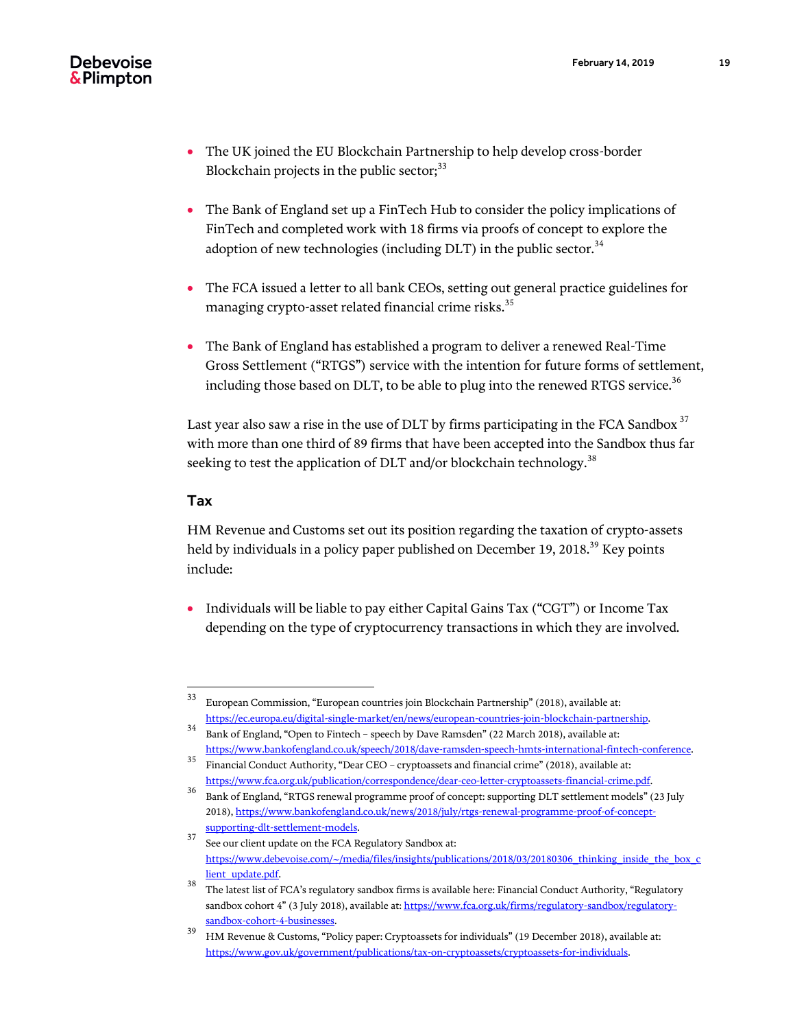- The UK joined the EU Blockchain Partnership to help develop cross-border Blockchain projects in the public sector;[33]

- The Bank of England set up a FinTech Hub to consider the policy implications of FinTech and completed work with 18 firms via proofs of concept to explore the adoption of new technologies (including DLT) in the public sector.[34]

- The FCA issued a letter to all bank CEOs, setting out general practice guidelines for managing crypto-asset related financial crime risks.[35]

- The Bank of England has established a program to deliver a renewed Real-Time Gross Settlement ("RTGS") service with the intention for future forms of settlement, including those based on DLT, to be able to plug into the renewed RTGS service.[36]

Last year also saw a rise in the use of DLT by firms participating in the FCA Sandbox [37] with more than one third of 89 firms that have been accepted into the Sandbox thus far seeking to test the application of DLT and/or blockchain technology.[38]

### Tax

HM Revenue and Customs set out its position regarding the taxation of crypto-assets held by individuals in a policy paper published on December 19, 2018.[39] Key points include:

- Individuals will be liable to pay either Capital Gains Tax ("CGT") or Income Tax depending on the type of cryptocurrency transactions in which they are involved.

---

[33] European Commission, "European countries join Blockchain Partnership" (2018), available at: https://ec.europa.eu/digital-single-market/en/news/european-countries-join-blockchain-partnership.

[34] Bank of England, "Open to Fintech – speech by Dave Ramsden" (22 March 2018), available at: https://www.bankofengland.co.uk/speech/2018/dave-ramsden-speech-hmts-international-fintech-conference.

[35] Financial Conduct Authority, "Dear CEO – cryptoassets and financial crime" (2018), available at: https://www.fca.org.uk/publication/correspondence/dear-ceo-letter-cryptoassets-financial-crime.pdf.

[36] Bank of England, "RTGS renewal programme proof of concept: supporting DLT settlement models" (23 July 2018), https://www.bankofengland.co.uk/news/2018/july/rtgs-renewal-programme-proof-of-concept-supporting-dlt-settlement-models.

[37] See our client update on the FCA Regulatory Sandbox at: https://www.debevoise.com/~/media/files/insights/publications/2018/03/20180306_thinking_inside_the_box_client_update.pdf.

[38] The latest list of FCA's regulatory sandbox firms is available here: Financial Conduct Authority, "Regulatory sandbox cohort 4" (3 July 2018), available at: https://www.fca.org.uk/firms/regulatory-sandbox/regulatory-sandbox-cohort-4-businesses.

[39] HM Revenue & Customs, "Policy paper: Cryptoassets for individuals" (19 December 2018), available at: https://www.gov.uk/government/publications/tax-on-cryptoassets/cryptoassets-for-individuals.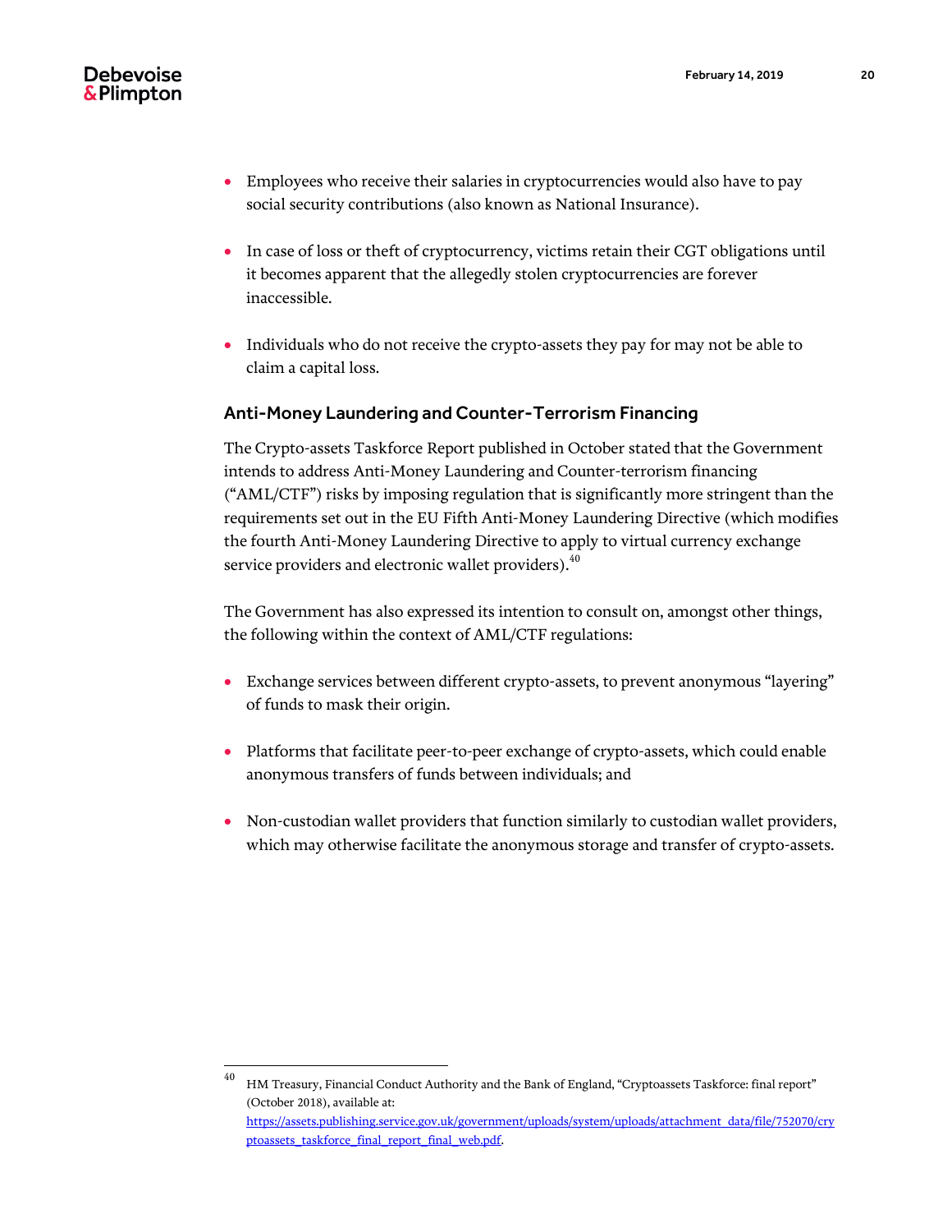- Employees who receive their salaries in cryptocurrencies would also have to pay social security contributions (also known as National Insurance).

- In case of loss or theft of cryptocurrency, victims retain their CGT obligations until it becomes apparent that the allegedly stolen cryptocurrencies are forever inaccessible.

- Individuals who do not receive the crypto-assets they pay for may not be able to claim a capital loss.

### Anti-Money Laundering and Counter-Terrorism Financing

The Crypto-assets Taskforce Report published in October stated that the Government intends to address Anti-Money Laundering and Counter-terrorism financing ("AML/CTF") risks by imposing regulation that is significantly more stringent than the requirements set out in the EU Fifth Anti-Money Laundering Directive (which modifies the fourth Anti-Money Laundering Directive to apply to virtual currency exchange service providers and electronic wallet providers).[40]

The Government has also expressed its intention to consult on, amongst other things, the following within the context of AML/CTF regulations:

- Exchange services between different crypto-assets, to prevent anonymous "layering" of funds to mask their origin.

- Platforms that facilitate peer-to-peer exchange of crypto-assets, which could enable anonymous transfers of funds between individuals; and

- Non-custodian wallet providers that function similarly to custodian wallet providers, which may otherwise facilitate the anonymous storage and transfer of crypto-assets.

---

[40] HM Treasury, Financial Conduct Authority and the Bank of England, "Cryptoassets Taskforce: final report" (October 2018), available at: https://assets.publishing.service.gov.uk/government/uploads/system/uploads/attachment_data/file/752070/cryptoassets_taskforce_final_report_final_web.pdf.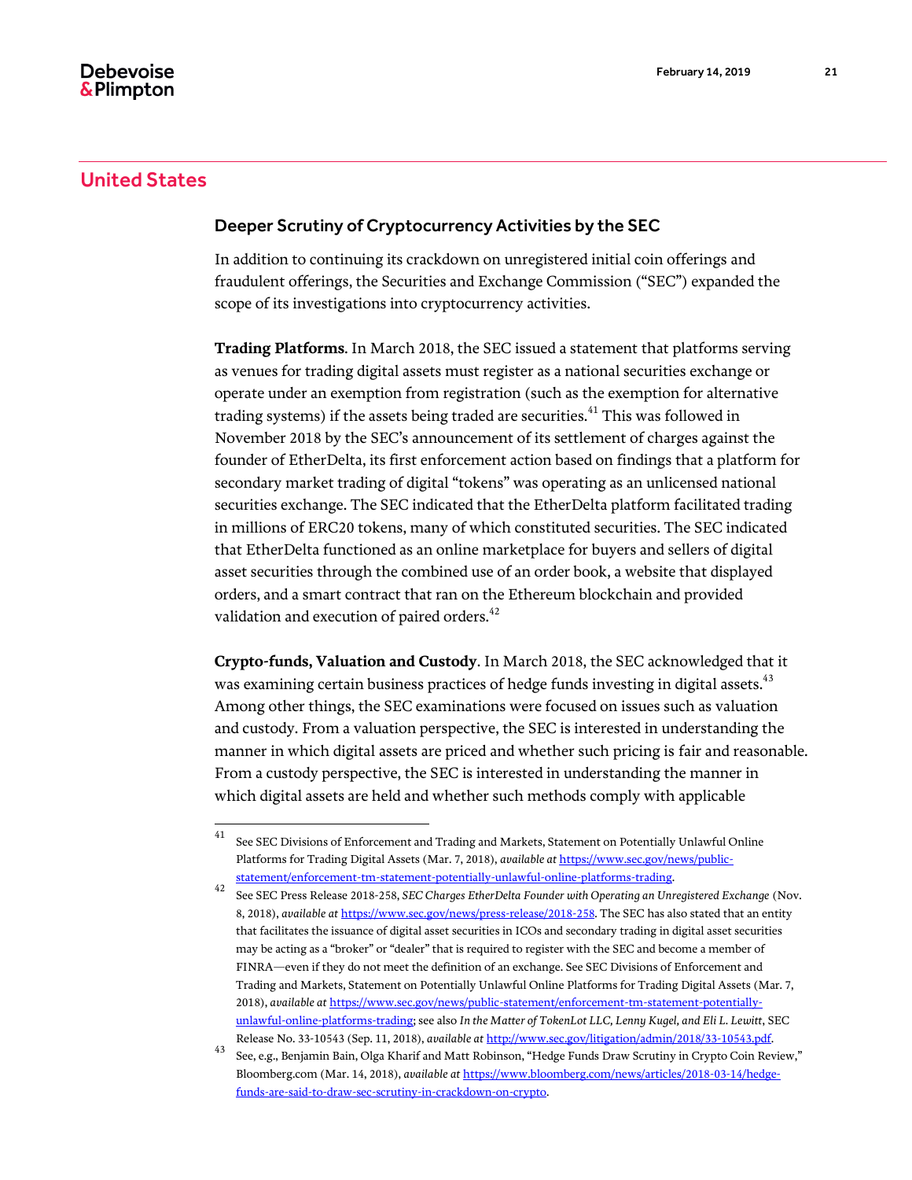## United States

### Deeper Scrutiny of Cryptocurrency Activities by the SEC

In addition to continuing its crackdown on unregistered initial coin offerings and fraudulent offerings, the Securities and Exchange Commission ("SEC") expanded the scope of its investigations into cryptocurrency activities.

**Trading Platforms**. In March 2018, the SEC issued a statement that platforms serving as venues for trading digital assets must register as a national securities exchange or operate under an exemption from registration (such as the exemption for alternative trading systems) if the assets being traded are securities.[41] This was followed in November 2018 by the SEC's announcement of its settlement of charges against the founder of EtherDelta, its first enforcement action based on findings that a platform for secondary market trading of digital "tokens" was operating as an unlicensed national securities exchange. The SEC indicated that the EtherDelta platform facilitated trading in millions of ERC20 tokens, many of which constituted securities. The SEC indicated that EtherDelta functioned as an online marketplace for buyers and sellers of digital asset securities through the combined use of an order book, a website that displayed orders, and a smart contract that ran on the Ethereum blockchain and provided validation and execution of paired orders.[42]

**Crypto-funds, Valuation and Custody**. In March 2018, the SEC acknowledged that it was examining certain business practices of hedge funds investing in digital assets.[43] Among other things, the SEC examinations were focused on issues such as valuation and custody. From a valuation perspective, the SEC is interested in understanding the manner in which digital assets are priced and whether such pricing is fair and reasonable. From a custody perspective, the SEC is interested in understanding the manner in which digital assets are held and whether such methods comply with applicable

---

[41] See SEC Divisions of Enforcement and Trading and Markets, Statement on Potentially Unlawful Online Platforms for Trading Digital Assets (Mar. 7, 2018), *available at* https://www.sec.gov/news/public-statement/enforcement-tm-statement-potentially-unlawful-online-platforms-trading.

[42] See SEC Press Release 2018-258, *SEC Charges EtherDelta Founder with Operating an Unregistered Exchange* (Nov. 8, 2018), *available at* https://www.sec.gov/news/press-release/2018-258. The SEC has also stated that an entity that facilitates the issuance of digital asset securities in ICOs and secondary trading in digital asset securities may be acting as a "broker" or "dealer" that is required to register with the SEC and become a member of FINRA—even if they do not meet the definition of an exchange. See SEC Divisions of Enforcement and Trading and Markets, Statement on Potentially Unlawful Online Platforms for Trading Digital Assets (Mar. 7, 2018), *available at* https://www.sec.gov/news/public-statement/enforcement-tm-statement-potentially-unlawful-online-platforms-trading; see also *In the Matter of TokenLot LLC, Lenny Kugel, and Eli L. Lewitt*, SEC Release No. 33-10543 (Sep. 11, 2018), *available at* http://www.sec.gov/litigation/admin/2018/33-10543.pdf.

[43] See, e.g., Benjamin Bain, Olga Kharif and Matt Robinson, "Hedge Funds Draw Scrutiny in Crypto Coin Review," Bloomberg.com (Mar. 14, 2018), *available at* https://www.bloomberg.com/news/articles/2018-03-14/hedge-funds-are-said-to-draw-sec-scrutiny-in-crackdown-on-crypto.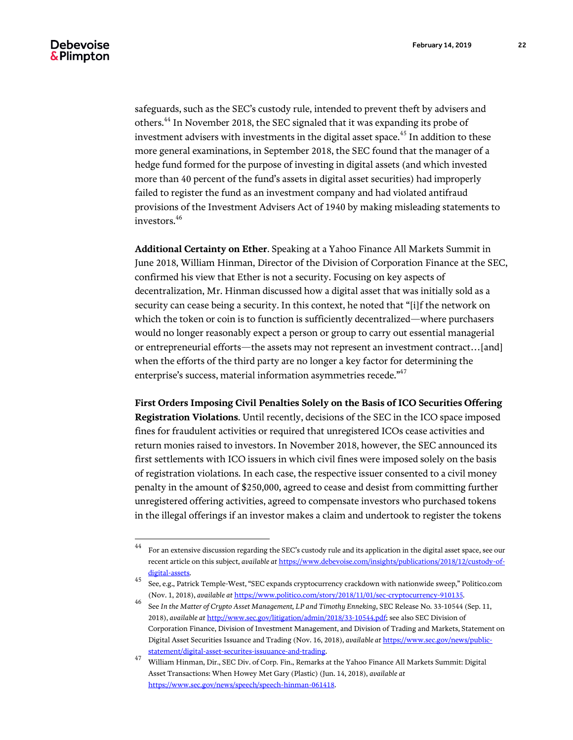safeguards, such as the SEC's custody rule, intended to prevent theft by advisers and others.[44] In November 2018, the SEC signaled that it was expanding its probe of investment advisers with investments in the digital asset space.[45] In addition to these more general examinations, in September 2018, the SEC found that the manager of a hedge fund formed for the purpose of investing in digital assets (and which invested more than 40 percent of the fund's assets in digital asset securities) had improperly failed to register the fund as an investment company and had violated antifraud provisions of the Investment Advisers Act of 1940 by making misleading statements to investors.[46]

**Additional Certainty on Ether**. Speaking at a Yahoo Finance All Markets Summit in June 2018, William Hinman, Director of the Division of Corporation Finance at the SEC, confirmed his view that Ether is not a security. Focusing on key aspects of decentralization, Mr. Hinman discussed how a digital asset that was initially sold as a security can cease being a security. In this context, he noted that "[i]f the network on which the token or coin is to function is sufficiently decentralized—where purchasers would no longer reasonably expect a person or group to carry out essential managerial or entrepreneurial efforts—the assets may not represent an investment contract…[and] when the efforts of the third party are no longer a key factor for determining the enterprise's success, material information asymmetries recede."[47]

**First Orders Imposing Civil Penalties Solely on the Basis of ICO Securities Offering Registration Violations**. Until recently, decisions of the SEC in the ICO space imposed fines for fraudulent activities or required that unregistered ICOs cease activities and return monies raised to investors. In November 2018, however, the SEC announced its first settlements with ICO issuers in which civil fines were imposed solely on the basis of registration violations. In each case, the respective issuer consented to a civil money penalty in the amount of $250,000, agreed to cease and desist from committing further unregistered offering activities, agreed to compensate investors who purchased tokens in the illegal offerings if an investor makes a claim and undertook to register the tokens

---

44 For an extensive discussion regarding the SEC's custody rule and its application in the digital asset space, see our recent article on this subject, *available at* https://www.debevoise.com/insights/publications/2018/12/custody-of-digital-assets.

45 See, e.g., Patrick Temple-West, "SEC expands cryptocurrency crackdown with nationwide sweep," Politico.com (Nov. 1, 2018), *available at* https://www.politico.com/story/2018/11/01/sec-cryptocurrency-910135.

46 See *In the Matter of Crypto Asset Management, LP and Timothy Enneking*, SEC Release No. 33-10544 (Sep. 11, 2018), *available at* http://www.sec.gov/litigation/admin/2018/33-10544.pdf; see also SEC Division of Corporation Finance, Division of Investment Management, and Division of Trading and Markets, Statement on Digital Asset Securities Issuance and Trading (Nov. 16, 2018), *available at* https://www.sec.gov/news/public-statement/digital-asset-securites-issuuance-and-trading.

47 William Hinman, Dir., SEC Div. of Corp. Fin., Remarks at the Yahoo Finance All Markets Summit: Digital Asset Transactions: When Howey Met Gary (Plastic) (Jun. 14, 2018), *available at* https://www.sec.gov/news/speech/speech-hinman-061418.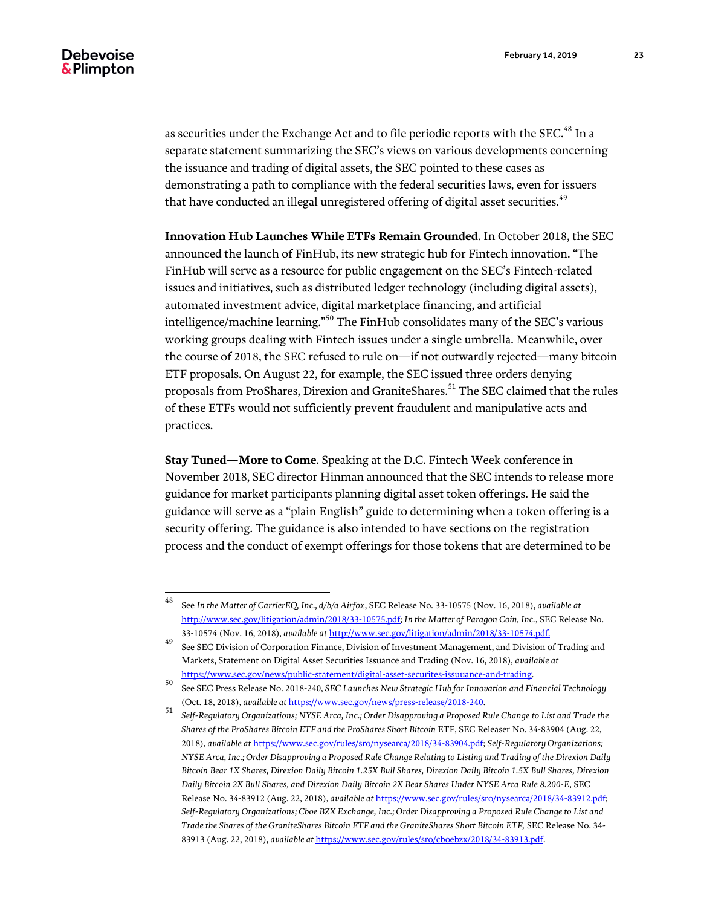as securities under the Exchange Act and to file periodic reports with the SEC.[48] In a separate statement summarizing the SEC's views on various developments concerning the issuance and trading of digital assets, the SEC pointed to these cases as demonstrating a path to compliance with the federal securities laws, even for issuers that have conducted an illegal unregistered offering of digital asset securities.[49]

**Innovation Hub Launches While ETFs Remain Grounded**. In October 2018, the SEC announced the launch of FinHub, its new strategic hub for Fintech innovation. "The FinHub will serve as a resource for public engagement on the SEC's Fintech-related issues and initiatives, such as distributed ledger technology (including digital assets), automated investment advice, digital marketplace financing, and artificial intelligence/machine learning."[50] The FinHub consolidates many of the SEC's various working groups dealing with Fintech issues under a single umbrella. Meanwhile, over the course of 2018, the SEC refused to rule on—if not outwardly rejected—many bitcoin ETF proposals. On August 22, for example, the SEC issued three orders denying proposals from ProShares, Direxion and GraniteShares.[51] The SEC claimed that the rules of these ETFs would not sufficiently prevent fraudulent and manipulative acts and practices.

**Stay Tuned—More to Come**. Speaking at the D.C. Fintech Week conference in November 2018, SEC director Hinman announced that the SEC intends to release more guidance for market participants planning digital asset token offerings. He said the guidance will serve as a "plain English" guide to determining when a token offering is a security offering. The guidance is also intended to have sections on the registration process and the conduct of exempt offerings for those tokens that are determined to be

---

[48] See *In the Matter of CarrierEQ, Inc., d/b/a Airfox*, SEC Release No. 33-10575 (Nov. 16, 2018), *available at* http://www.sec.gov/litigation/admin/2018/33-10575.pdf; *In the Matter of Paragon Coin, Inc.*, SEC Release No. 33-10574 (Nov. 16, 2018), *available at* http://www.sec.gov/litigation/admin/2018/33-10574.pdf.

[49] See SEC Division of Corporation Finance, Division of Investment Management, and Division of Trading and Markets, Statement on Digital Asset Securities Issuance and Trading (Nov. 16, 2018), *available at* https://www.sec.gov/news/public-statement/digital-asset-securites-issuuance-and-trading.

[50] See SEC Press Release No. 2018-240, *SEC Launches New Strategic Hub for Innovation and Financial Technology* (Oct. 18, 2018), *available at* https://www.sec.gov/news/press-release/2018-240.

[51] *Self-Regulatory Organizations; NYSE Arca, Inc.; Order Disapproving a Proposed Rule Change to List and Trade the Shares of the ProShares Bitcoin ETF and the ProShares Short Bitcoin* ETF, SEC Releaser No. 34-83904 (Aug. 22, 2018), *available at* https://www.sec.gov/rules/sro/nysearca/2018/34-83904.pdf; *Self-Regulatory Organizations; NYSE Arca, Inc.; Order Disapproving a Proposed Rule Change Relating to Listing and Trading of the Direxion Daily Bitcoin Bear 1X Shares, Direxion Daily Bitcoin 1.25X Bull Shares, Direxion Daily Bitcoin 1.5X Bull Shares, Direxion Daily Bitcoin 2X Bull Shares, and Direxion Daily Bitcoin 2X Bear Shares Under NYSE Arca Rule 8.200-E*, SEC Release No. 34-83912 (Aug. 22, 2018), *available at* https://www.sec.gov/rules/sro/nysearca/2018/34-83912.pdf; *Self-Regulatory Organizations; Cboe BZX Exchange, Inc.; Order Disapproving a Proposed Rule Change to List and Trade the Shares of the GraniteShares Bitcoin ETF and the GraniteShares Short Bitcoin ETF,* SEC Release No. 34-83913 (Aug. 22, 2018), *available at* https://www.sec.gov/rules/sro/cboebzx/2018/34-83913.pdf.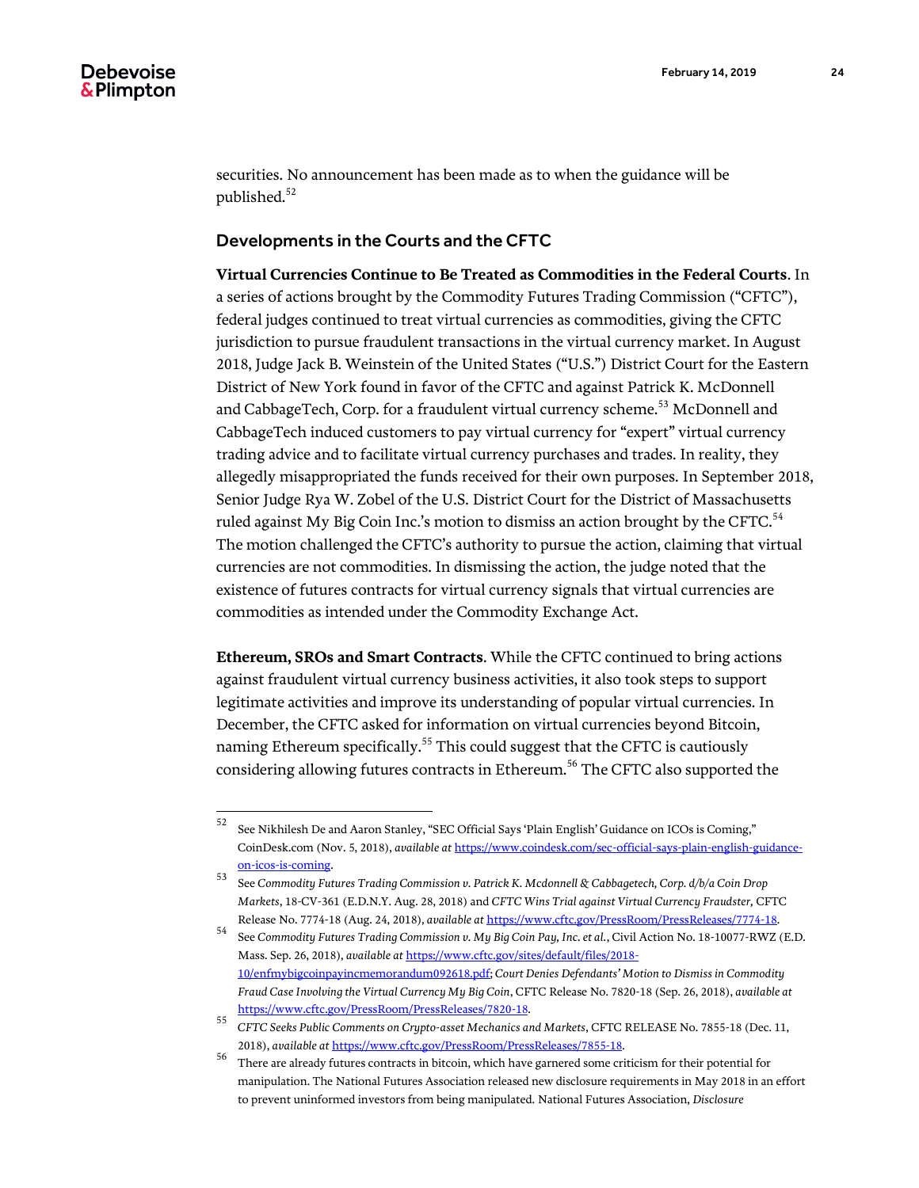securities. No announcement has been made as to when the guidance will be published.[52]

## Developments in the Courts and the CFTC

**Virtual Currencies Continue to Be Treated as Commodities in the Federal Courts**. In a series of actions brought by the Commodity Futures Trading Commission ("CFTC"), federal judges continued to treat virtual currencies as commodities, giving the CFTC jurisdiction to pursue fraudulent transactions in the virtual currency market. In August 2018, Judge Jack B. Weinstein of the United States ("U.S.") District Court for the Eastern District of New York found in favor of the CFTC and against Patrick K. McDonnell and CabbageTech, Corp. for a fraudulent virtual currency scheme.[53] McDonnell and CabbageTech induced customers to pay virtual currency for "expert" virtual currency trading advice and to facilitate virtual currency purchases and trades. In reality, they allegedly misappropriated the funds received for their own purposes. In September 2018, Senior Judge Rya W. Zobel of the U.S. District Court for the District of Massachusetts ruled against My Big Coin Inc.'s motion to dismiss an action brought by the CFTC.[54] The motion challenged the CFTC's authority to pursue the action, claiming that virtual currencies are not commodities. In dismissing the action, the judge noted that the existence of futures contracts for virtual currency signals that virtual currencies are commodities as intended under the Commodity Exchange Act.

**Ethereum, SROs and Smart Contracts**. While the CFTC continued to bring actions against fraudulent virtual currency business activities, it also took steps to support legitimate activities and improve its understanding of popular virtual currencies. In December, the CFTC asked for information on virtual currencies beyond Bitcoin, naming Ethereum specifically.[55] This could suggest that the CFTC is cautiously considering allowing futures contracts in Ethereum.[56] The CFTC also supported the

---

[52] See Nikhilesh De and Aaron Stanley, "SEC Official Says 'Plain English' Guidance on ICOs is Coming," CoinDesk.com (Nov. 5, 2018), *available at* https://www.coindesk.com/sec-official-says-plain-english-guidance-on-icos-is-coming.

[53] See *Commodity Futures Trading Commission v. Patrick K. Mcdonnell & Cabbagetech, Corp. d/b/a Coin Drop Markets*, 18-CV-361 (E.D.N.Y. Aug. 28, 2018) and *CFTC Wins Trial against Virtual Currency Fraudster,* CFTC Release No. 7774-18 (Aug. 24, 2018), *available at* https://www.cftc.gov/PressRoom/PressReleases/7774-18.

[54] See *Commodity Futures Trading Commission v. My Big Coin Pay, Inc. et al.*, Civil Action No. 18-10077-RWZ (E.D. Mass. Sep. 26, 2018), *available at* https://www.cftc.gov/sites/default/files/2018-10/enfmybigcoinpayincmemorandum092618.pdf; *Court Denies Defendants' Motion to Dismiss in Commodity Fraud Case Involving the Virtual Currency My Big Coin*, CFTC Release No. 7820-18 (Sep. 26, 2018), *available at* https://www.cftc.gov/PressRoom/PressReleases/7820-18.

[55] *CFTC Seeks Public Comments on Crypto-asset Mechanics and Markets*, CFTC RELEASE No. 7855-18 (Dec. 11, 2018), *available at* https://www.cftc.gov/PressRoom/PressReleases/7855-18.

[56] There are already futures contracts in bitcoin, which have garnered some criticism for their potential for manipulation. The National Futures Association released new disclosure requirements in May 2018 in an effort to prevent uninformed investors from being manipulated. National Futures Association, *Disclosure*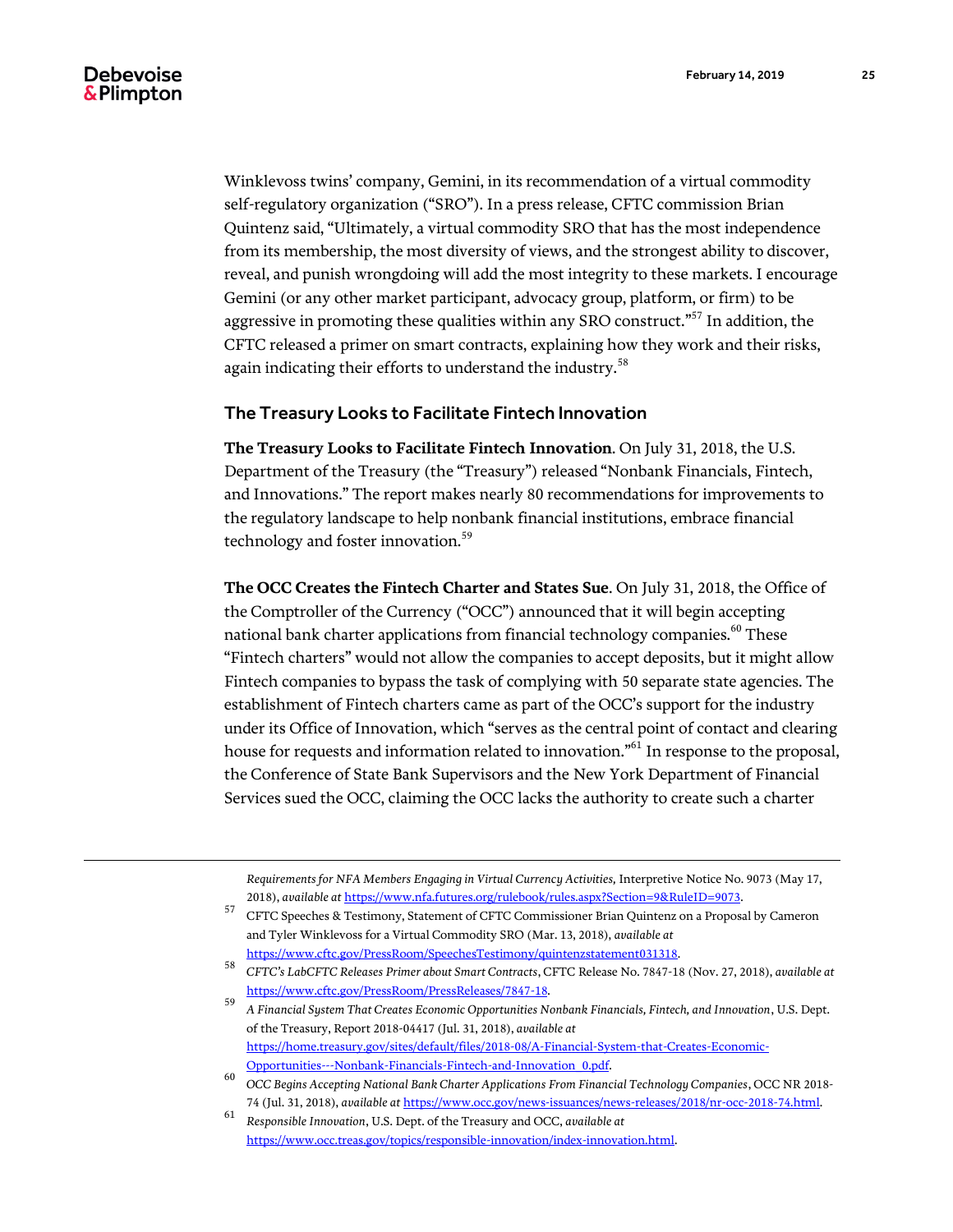Winklevoss twins' company, Gemini, in its recommendation of a virtual commodity self-regulatory organization ("SRO"). In a press release, CFTC commission Brian Quintenz said, "Ultimately, a virtual commodity SRO that has the most independence from its membership, the most diversity of views, and the strongest ability to discover, reveal, and punish wrongdoing will add the most integrity to these markets. I encourage Gemini (or any other market participant, advocacy group, platform, or firm) to be aggressive in promoting these qualities within any SRO construct."[57] In addition, the CFTC released a primer on smart contracts, explaining how they work and their risks, again indicating their efforts to understand the industry.[58]

## The Treasury Looks to Facilitate Fintech Innovation

**The Treasury Looks to Facilitate Fintech Innovation**. On July 31, 2018, the U.S. Department of the Treasury (the "Treasury") released "Nonbank Financials, Fintech, and Innovations." The report makes nearly 80 recommendations for improvements to the regulatory landscape to help nonbank financial institutions, embrace financial technology and foster innovation.[59]

**The OCC Creates the Fintech Charter and States Sue**. On July 31, 2018, the Office of the Comptroller of the Currency ("OCC") announced that it will begin accepting national bank charter applications from financial technology companies.[60] These "Fintech charters" would not allow the companies to accept deposits, but it might allow Fintech companies to bypass the task of complying with 50 separate state agencies. The establishment of Fintech charters came as part of the OCC's support for the industry under its Office of Innovation, which "serves as the central point of contact and clearing house for requests and information related to innovation."[61] In response to the proposal, the Conference of State Bank Supervisors and the New York Department of Financial Services sued the OCC, claiming the OCC lacks the authority to create such a charter

---

*Requirements for NFA Members Engaging in Virtual Currency Activities,* Interpretive Notice No. 9073 (May 17, 2018), *available at* https://www.nfa.futures.org/rulebook/rules.aspx?Section=9&RuleID=9073.

[57] CFTC Speeches & Testimony, Statement of CFTC Commissioner Brian Quintenz on a Proposal by Cameron and Tyler Winklevoss for a Virtual Commodity SRO (Mar. 13, 2018), *available at* https://www.cftc.gov/PressRoom/SpeechesTestimony/quintenzstatement031318.

[58] *CFTC's LabCFTC Releases Primer about Smart Contracts*, CFTC Release No. 7847-18 (Nov. 27, 2018), *available at* https://www.cftc.gov/PressRoom/PressReleases/7847-18.

[59] *A Financial System That Creates Economic Opportunities Nonbank Financials, Fintech, and Innovation*, U.S. Dept. of the Treasury, Report 2018-04417 (Jul. 31, 2018), *available at* https://home.treasury.gov/sites/default/files/2018-08/A-Financial-System-that-Creates-Economic-Opportunities---Nonbank-Financials-Fintech-and-Innovation_0.pdf.

[60] *OCC Begins Accepting National Bank Charter Applications From Financial Technology Companies*, OCC NR 2018-74 (Jul. 31, 2018), *available at* https://www.occ.gov/news-issuances/news-releases/2018/nr-occ-2018-74.html.

[61] *Responsible Innovation*, U.S. Dept. of the Treasury and OCC, *available at* https://www.occ.treas.gov/topics/responsible-innovation/index-innovation.html.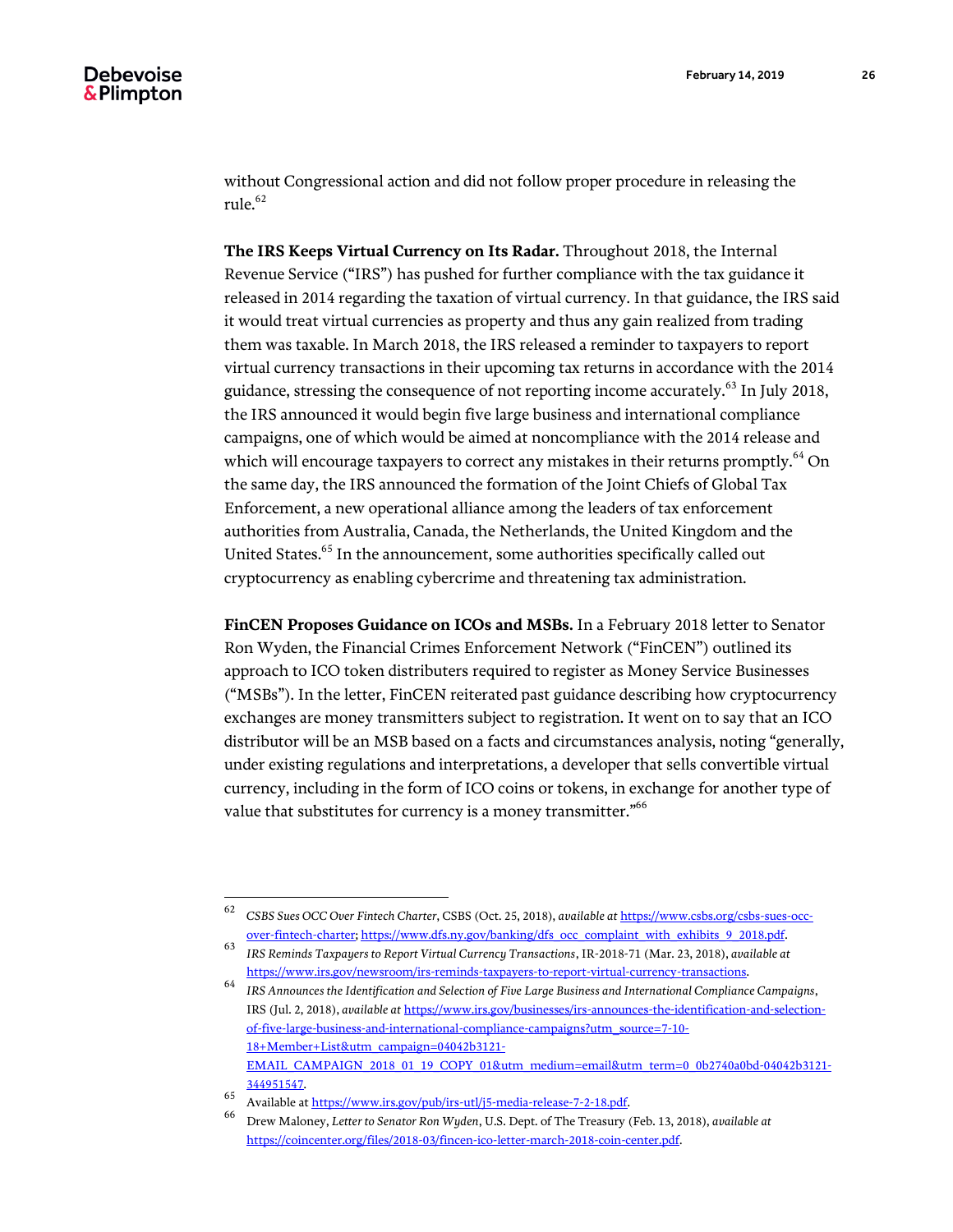without Congressional action and did not follow proper procedure in releasing the rule.[62]

**The IRS Keeps Virtual Currency on Its Radar.** Throughout 2018, the Internal Revenue Service ("IRS") has pushed for further compliance with the tax guidance it released in 2014 regarding the taxation of virtual currency. In that guidance, the IRS said it would treat virtual currencies as property and thus any gain realized from trading them was taxable. In March 2018, the IRS released a reminder to taxpayers to report virtual currency transactions in their upcoming tax returns in accordance with the 2014 guidance, stressing the consequence of not reporting income accurately.[63] In July 2018, the IRS announced it would begin five large business and international compliance campaigns, one of which would be aimed at noncompliance with the 2014 release and which will encourage taxpayers to correct any mistakes in their returns promptly.[64] On the same day, the IRS announced the formation of the Joint Chiefs of Global Tax Enforcement, a new operational alliance among the leaders of tax enforcement authorities from Australia, Canada, the Netherlands, the United Kingdom and the United States.[65] In the announcement, some authorities specifically called out cryptocurrency as enabling cybercrime and threatening tax administration.

**FinCEN Proposes Guidance on ICOs and MSBs.** In a February 2018 letter to Senator Ron Wyden, the Financial Crimes Enforcement Network ("FinCEN") outlined its approach to ICO token distributers required to register as Money Service Businesses ("MSBs"). In the letter, FinCEN reiterated past guidance describing how cryptocurrency exchanges are money transmitters subject to registration. It went on to say that an ICO distributor will be an MSB based on a facts and circumstances analysis, noting "generally, under existing regulations and interpretations, a developer that sells convertible virtual currency, including in the form of ICO coins or tokens, in exchange for another type of value that substitutes for currency is a money transmitter."[66]

---

[62] *CSBS Sues OCC Over Fintech Charter*, CSBS (Oct. 25, 2018), *available at* https://www.csbs.org/csbs-sues-occ-over-fintech-charter; https://www.dfs.ny.gov/banking/dfs_occ_complaint_with_exhibits_9_2018.pdf.

[63] *IRS Reminds Taxpayers to Report Virtual Currency Transactions*, IR-2018-71 (Mar. 23, 2018), *available at* https://www.irs.gov/newsroom/irs-reminds-taxpayers-to-report-virtual-currency-transactions.

[64] *IRS Announces the Identification and Selection of Five Large Business and International Compliance Campaigns*, IRS (Jul. 2, 2018), *available at* https://www.irs.gov/businesses/irs-announces-the-identification-and-selection-of-five-large-business-and-international-compliance-campaigns?utm_source=7-10-18+Member+List&utm_campaign=04042b3121-EMAIL_CAMPAIGN_2018_01_19_COPY_01&utm_medium=email&utm_term=0_0b2740a0bd-04042b3121-344951547.

[65] Available at https://www.irs.gov/pub/irs-utl/j5-media-release-7-2-18.pdf.

[66] Drew Maloney, *Letter to Senator Ron Wyden*, U.S. Dept. of The Treasury (Feb. 13, 2018), *available at* https://coincenter.org/files/2018-03/fincen-ico-letter-march-2018-coin-center.pdf.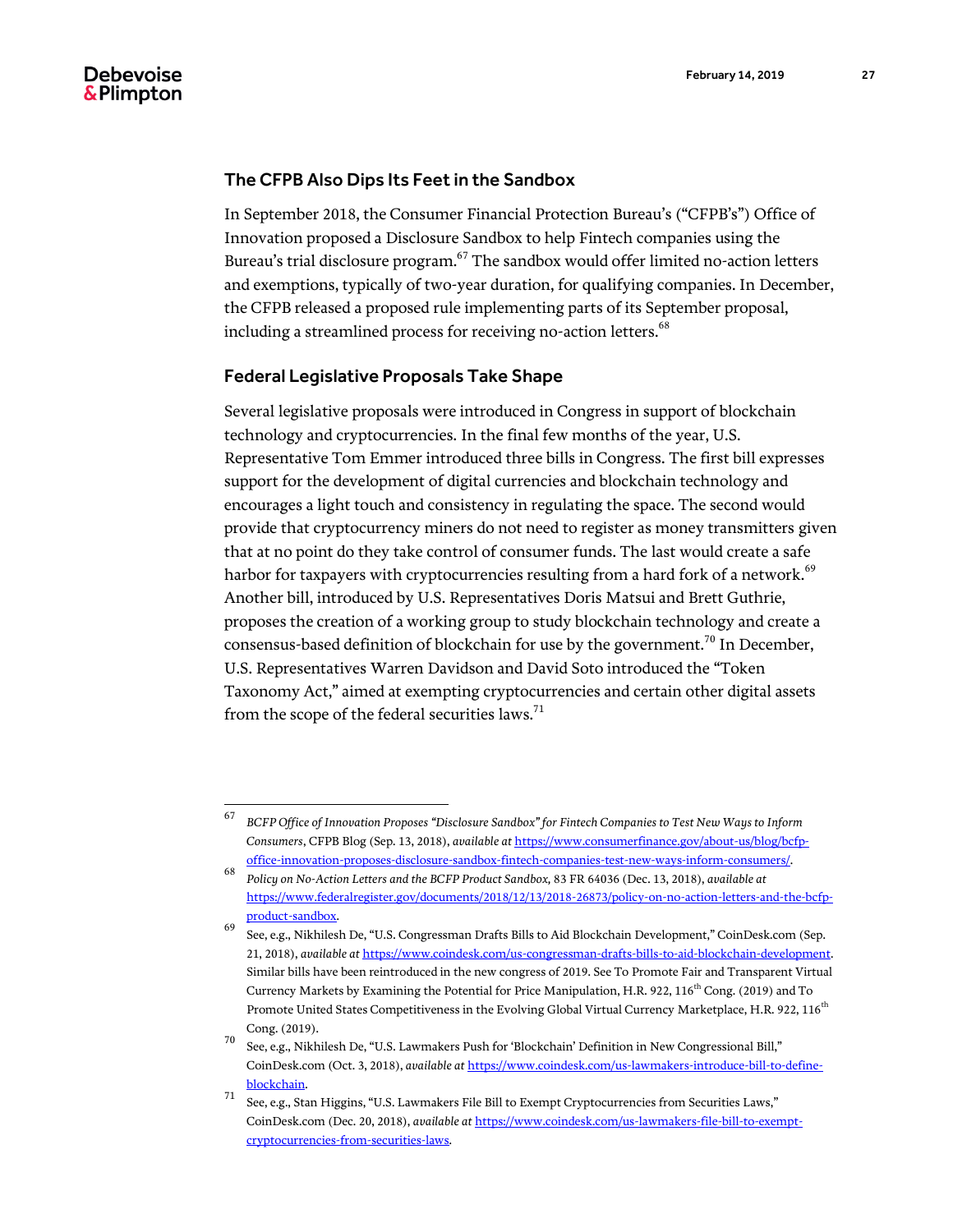### The CFPB Also Dips Its Feet in the Sandbox

In September 2018, the Consumer Financial Protection Bureau's ("CFPB's") Office of Innovation proposed a Disclosure Sandbox to help Fintech companies using the Bureau's trial disclosure program.[67] The sandbox would offer limited no-action letters and exemptions, typically of two-year duration, for qualifying companies. In December, the CFPB released a proposed rule implementing parts of its September proposal, including a streamlined process for receiving no-action letters.[68]

### Federal Legislative Proposals Take Shape

Several legislative proposals were introduced in Congress in support of blockchain technology and cryptocurrencies. In the final few months of the year, U.S. Representative Tom Emmer introduced three bills in Congress. The first bill expresses support for the development of digital currencies and blockchain technology and encourages a light touch and consistency in regulating the space. The second would provide that cryptocurrency miners do not need to register as money transmitters given that at no point do they take control of consumer funds. The last would create a safe harbor for taxpayers with cryptocurrencies resulting from a hard fork of a network.[69] Another bill, introduced by U.S. Representatives Doris Matsui and Brett Guthrie, proposes the creation of a working group to study blockchain technology and create a consensus-based definition of blockchain for use by the government.[70] In December, U.S. Representatives Warren Davidson and David Soto introduced the "Token Taxonomy Act," aimed at exempting cryptocurrencies and certain other digital assets from the scope of the federal securities laws.[71]

---

[67] *BCFP Office of Innovation Proposes "Disclosure Sandbox" for Fintech Companies to Test New Ways to Inform Consumers*, CFPB Blog (Sep. 13, 2018), *available at* https://www.consumerfinance.gov/about-us/blog/bcfp-office-innovation-proposes-disclosure-sandbox-fintech-companies-test-new-ways-inform-consumers/.

[68] *Policy on No-Action Letters and the BCFP Product Sandbox*, 83 FR 64036 (Dec. 13, 2018), *available at* https://www.federalregister.gov/documents/2018/12/13/2018-26873/policy-on-no-action-letters-and-the-bcfp-product-sandbox.

[69] See, e.g., Nikhilesh De, "U.S. Congressman Drafts Bills to Aid Blockchain Development," CoinDesk.com (Sep. 21, 2018), *available at* https://www.coindesk.com/us-congressman-drafts-bills-to-aid-blockchain-development. Similar bills have been reintroduced in the new congress of 2019. See To Promote Fair and Transparent Virtual Currency Markets by Examining the Potential for Price Manipulation, H.R. 922, 116th Cong. (2019) and To Promote United States Competitiveness in the Evolving Global Virtual Currency Marketplace, H.R. 922, 116th Cong. (2019).

[70] See, e.g., Nikhilesh De, "U.S. Lawmakers Push for 'Blockchain' Definition in New Congressional Bill," CoinDesk.com (Oct. 3, 2018), *available at* https://www.coindesk.com/us-lawmakers-introduce-bill-to-define-blockchain.

[71] See, e.g., Stan Higgins, "U.S. Lawmakers File Bill to Exempt Cryptocurrencies from Securities Laws," CoinDesk.com (Dec. 20, 2018), *available at* https://www.coindesk.com/us-lawmakers-file-bill-to-exempt-cryptocurrencies-from-securities-laws.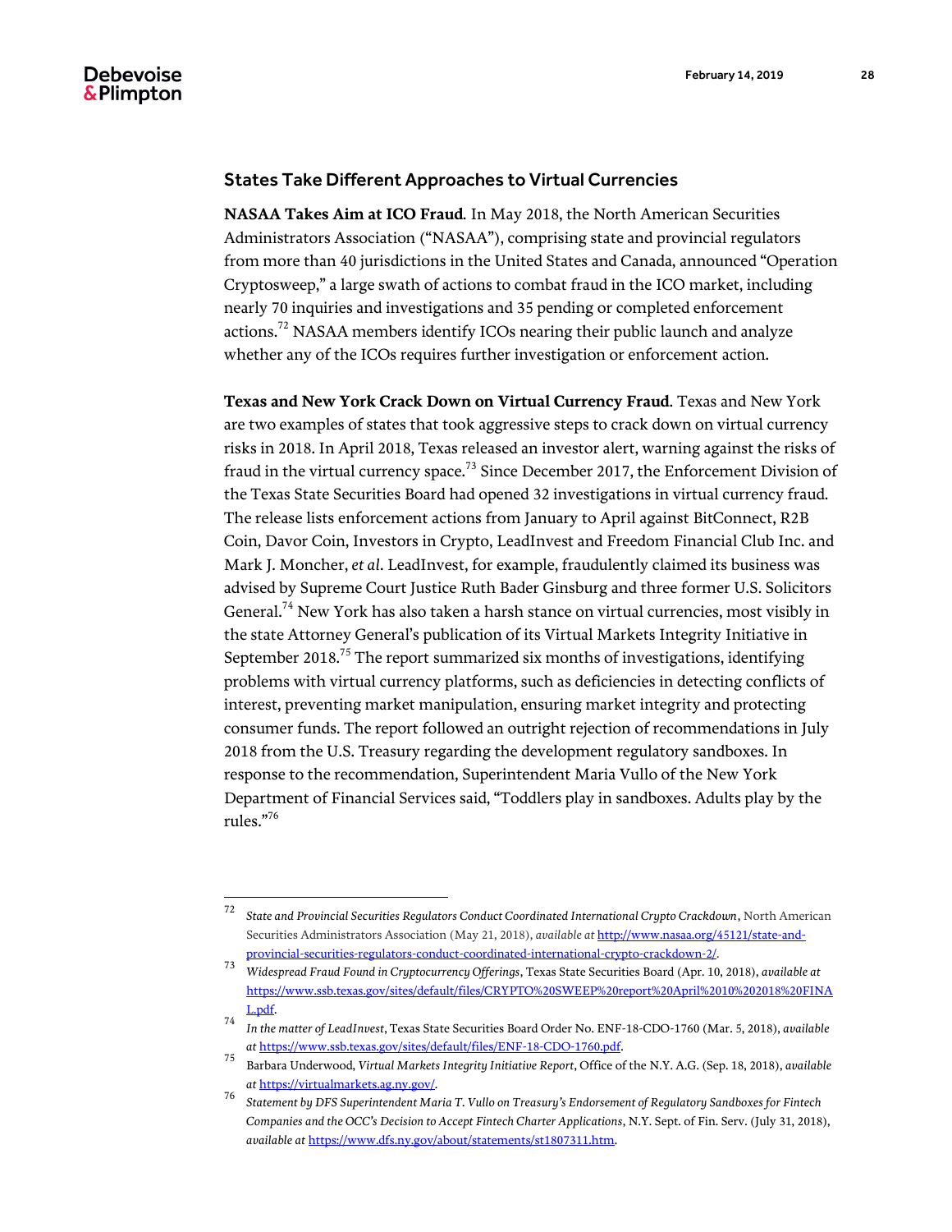## States Take Different Approaches to Virtual Currencies

**NASAA Takes Aim at ICO Fraud**. In May 2018, the North American Securities Administrators Association ("NASAA"), comprising state and provincial regulators from more than 40 jurisdictions in the United States and Canada, announced "Operation Cryptosweep," a large swath of actions to combat fraud in the ICO market, including nearly 70 inquiries and investigations and 35 pending or completed enforcement actions.[72] NASAA members identify ICOs nearing their public launch and analyze whether any of the ICOs requires further investigation or enforcement action.

**Texas and New York Crack Down on Virtual Currency Fraud**. Texas and New York are two examples of states that took aggressive steps to crack down on virtual currency risks in 2018. In April 2018, Texas released an investor alert, warning against the risks of fraud in the virtual currency space.[73] Since December 2017, the Enforcement Division of the Texas State Securities Board had opened 32 investigations in virtual currency fraud. The release lists enforcement actions from January to April against BitConnect, R2B Coin, Davor Coin, Investors in Crypto, LeadInvest and Freedom Financial Club Inc. and Mark J. Moncher, *et al*. LeadInvest, for example, fraudulently claimed its business was advised by Supreme Court Justice Ruth Bader Ginsburg and three former U.S. Solicitors General.[74] New York has also taken a harsh stance on virtual currencies, most visibly in the state Attorney General's publication of its Virtual Markets Integrity Initiative in September 2018.[75] The report summarized six months of investigations, identifying problems with virtual currency platforms, such as deficiencies in detecting conflicts of interest, preventing market manipulation, ensuring market integrity and protecting consumer funds. The report followed an outright rejection of recommendations in July 2018 from the U.S. Treasury regarding the development regulatory sandboxes. In response to the recommendation, Superintendent Maria Vullo of the New York Department of Financial Services said, "Toddlers play in sandboxes. Adults play by the rules."[76]

---

[72] *State and Provincial Securities Regulators Conduct Coordinated International Crypto Crackdown*, North American Securities Administrators Association (May 21, 2018), *available at* http://www.nasaa.org/45121/state-and-provincial-securities-regulators-conduct-coordinated-international-crypto-crackdown-2/.

[73] *Widespread Fraud Found in Cryptocurrency Offerings*, Texas State Securities Board (Apr. 10, 2018), *available at* https://www.ssb.texas.gov/sites/default/files/CRYPTO%20SWEEP%20report%20April%2010%202018%20FINAL.pdf.

[74] *In the matter of LeadInvest*, Texas State Securities Board Order No. ENF-18-CDO-1760 (Mar. 5, 2018), *available at* https://www.ssb.texas.gov/sites/default/files/ENF-18-CDO-1760.pdf.

[75] Barbara Underwood, *Virtual Markets Integrity Initiative Report*, Office of the N.Y. A.G. (Sep. 18, 2018), *available at* https://virtualmarkets.ag.ny.gov/.

[76] *Statement by DFS Superintendent Maria T. Vullo on Treasury's Endorsement of Regulatory Sandboxes for Fintech Companies and the OCC's Decision to Accept Fintech Charter Applications*, N.Y. Sept. of Fin. Serv. (July 31, 2018), *available at* https://www.dfs.ny.gov/about/statements/st1807311.htm.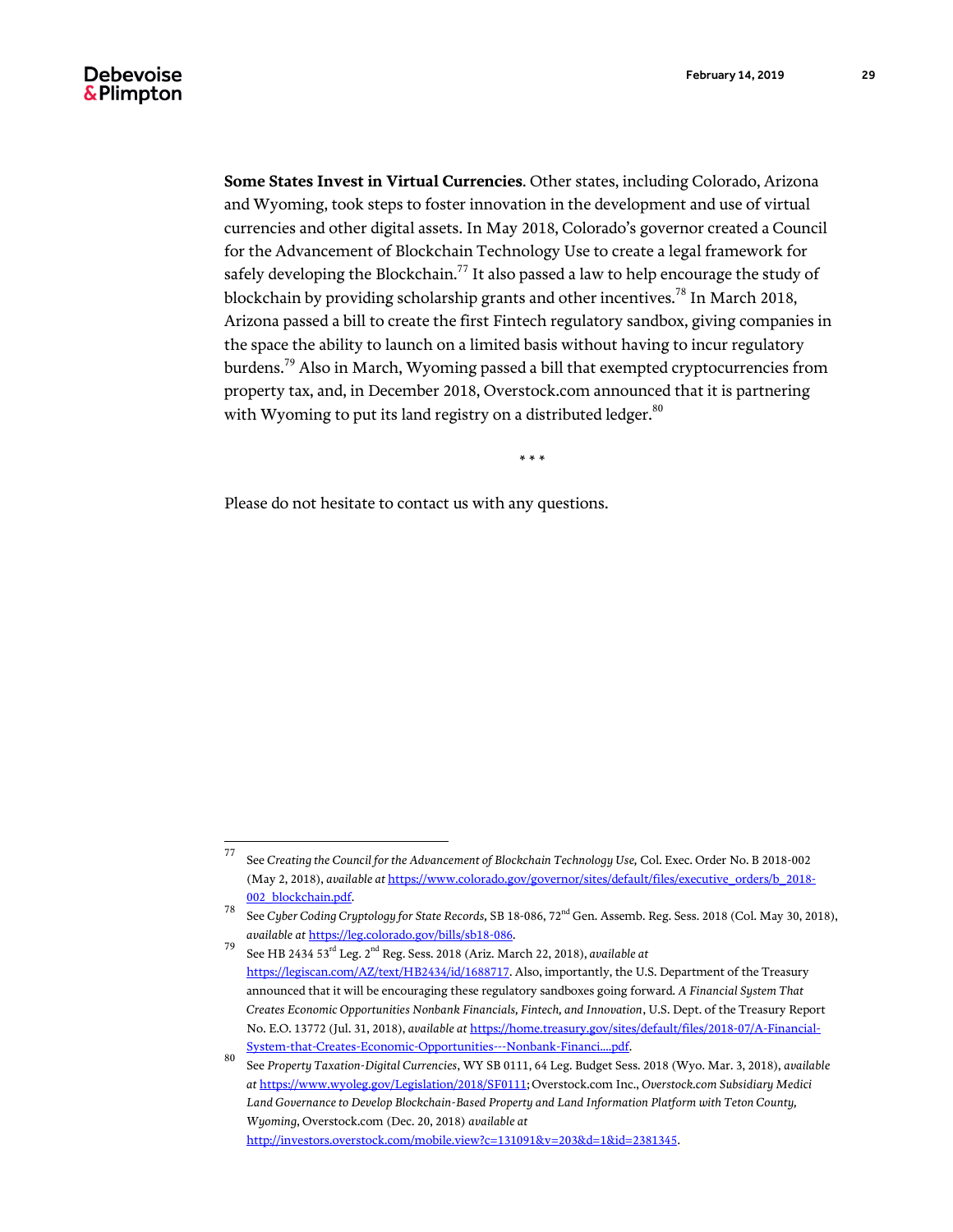**Some States Invest in Virtual Currencies**. Other states, including Colorado, Arizona and Wyoming, took steps to foster innovation in the development and use of virtual currencies and other digital assets. In May 2018, Colorado's governor created a Council for the Advancement of Blockchain Technology Use to create a legal framework for safely developing the Blockchain.[77] It also passed a law to help encourage the study of blockchain by providing scholarship grants and other incentives.[78] In March 2018, Arizona passed a bill to create the first Fintech regulatory sandbox, giving companies in the space the ability to launch on a limited basis without having to incur regulatory burdens.[79] Also in March, Wyoming passed a bill that exempted cryptocurrencies from property tax, and, in December 2018, Overstock.com announced that it is partnering with Wyoming to put its land registry on a distributed ledger.[80]

\* \* \*

Please do not hesitate to contact us with any questions.

---

[77] See *Creating the Council for the Advancement of Blockchain Technology Use,* Col. Exec. Order No. B 2018-002 (May 2, 2018), *available at* https://www.colorado.gov/governor/sites/default/files/executive_orders/b_2018-002_blockchain.pdf.

[78] See *Cyber Coding Cryptology for State Records,* SB 18-086, 72nd Gen. Assemb. Reg. Sess. 2018 (Col. May 30, 2018), *available at* https://leg.colorado.gov/bills/sb18-086.

[79] See HB 2434 53rd Leg. 2nd Reg. Sess. 2018 (Ariz. March 22, 2018), *available at* https://legiscan.com/AZ/text/HB2434/id/1688717. Also, importantly, the U.S. Department of the Treasury announced that it will be encouraging these regulatory sandboxes going forward. *A Financial System That Creates Economic Opportunities Nonbank Financials, Fintech, and Innovation*, U.S. Dept. of the Treasury Report No. E.O. 13772 (Jul. 31, 2018), *available at* https://home.treasury.gov/sites/default/files/2018-07/A-Financial-System-that-Creates-Economic-Opportunities---Nonbank-Financi....pdf.

[80] See *Property Taxation-Digital Currencies*, WY SB 0111, 64 Leg. Budget Sess. 2018 (Wyo. Mar. 3, 2018), *available at* https://www.wyoleg.gov/Legislation/2018/SF0111; Overstock.com Inc., *Overstock.com Subsidiary Medici Land Governance to Develop Blockchain-Based Property and Land Information Platform with Teton County, Wyoming*, Overstock.com (Dec. 20, 2018) *available at* http://investors.overstock.com/mobile.view?c=131091&v=203&d=1&id=2381345.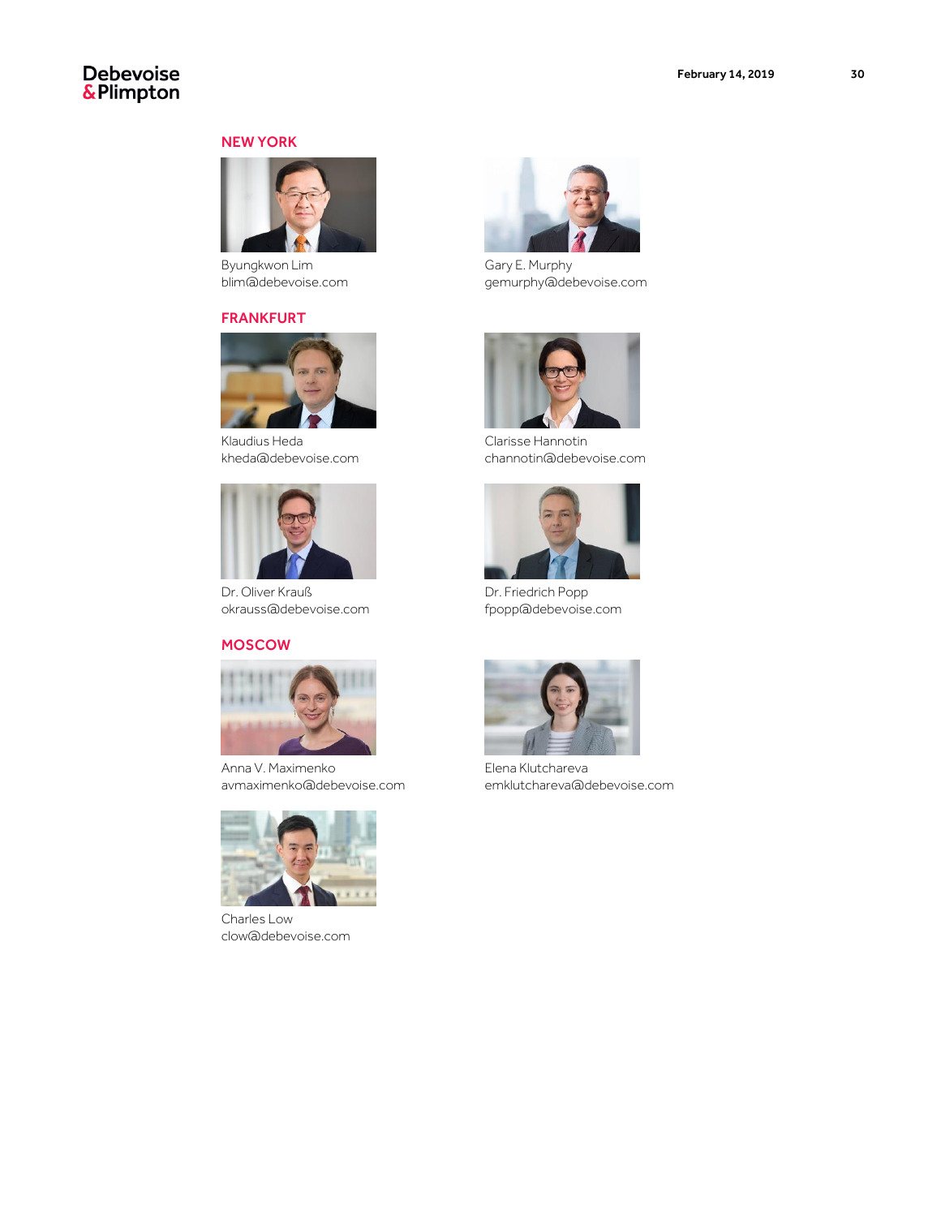## NEW YORK

Byungkwon Lim
blim@debevoise.com

Gary E. Murphy
gemurphy@debevoise.com

## FRANKFURT

Klaudius Heda
kheda@debevoise.com

Clarisse Hannotin
channotin@debevoise.com

Dr. Oliver Krauß
okrauss@debevoise.com

Dr. Friedrich Popp
fpopp@debevoise.com

## MOSCOW

Anna V. Maximenko
avmaximenko@debevoise.com

Elena Klutchareva
emklutchareva@debevoise.com

Charles Low
clow@debevoise.com